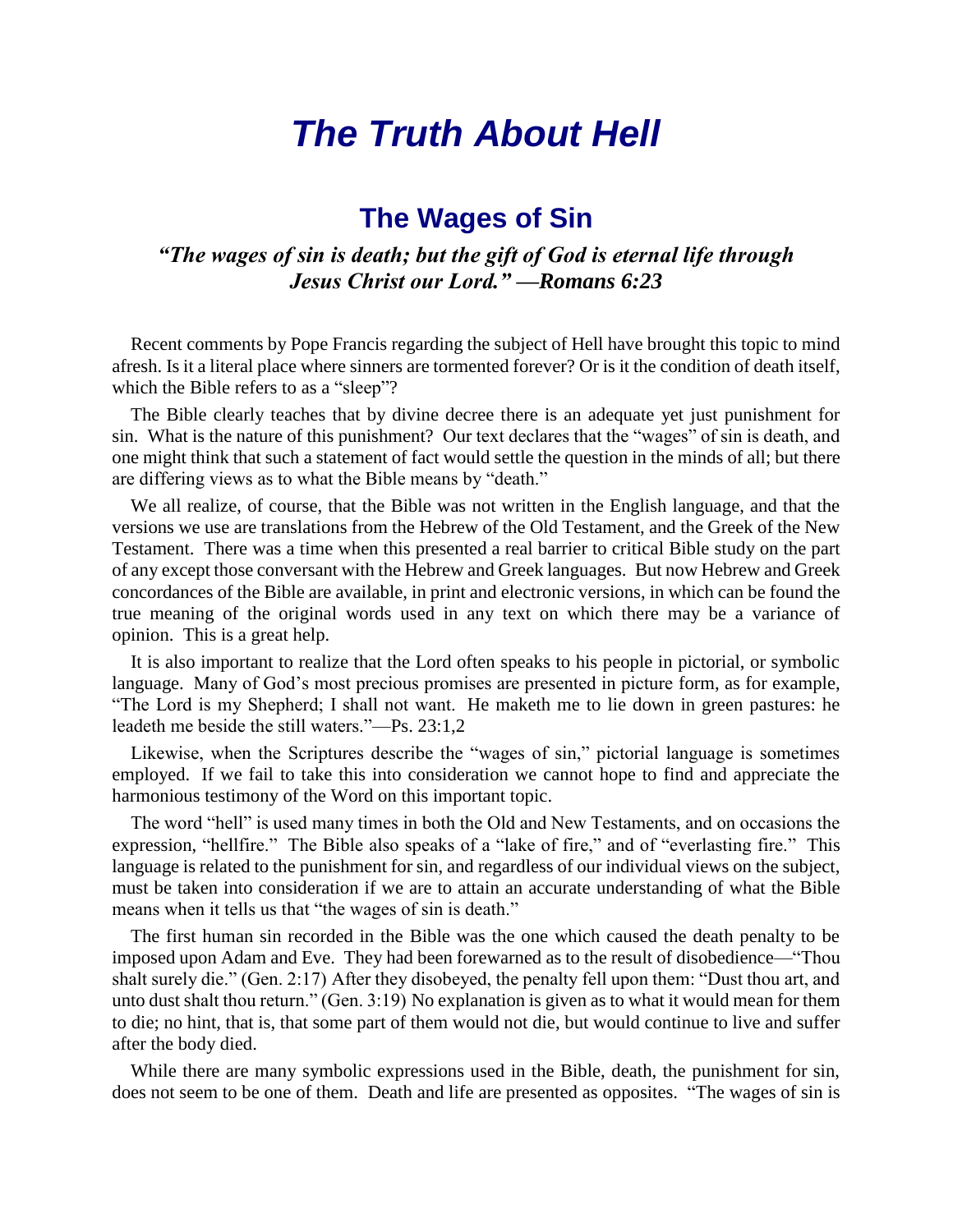# *The Truth About Hell*

## The Wages of Sin

### *"The wages of sin is death; but the gift of God is eternal life through Jesus Christ our Lord." —Romans 6:23*

Recent comments by Pope Francis regarding the subject of Hell have brought this topic to mind afresh. Is it a literal place where sinners are tormented forever? Or is it the condition of death itself, which the Bible refers to as a "sleep"?

The Bible clearly teaches that by divine decree there is an adequate yet just punishment for sin. What is the nature of this punishment? Our text declares that the "wages" of sin is death, and one might think that such a statement of fact would settle the question in the minds of all; but there are differing views as to what the Bible means by "death."

We all realize, of course, that the Bible was not written in the English language, and that the versions we use are translations from the Hebrew of the Old Testament, and the Greek of the New Testament. There was a time when this presented a real barrier to critical Bible study on the part of any except those conversant with the Hebrew and Greek languages. But now Hebrew and Greek concordances of the Bible are available, in print and electronic versions, in which can be found the true meaning of the original words used in any text on which there may be a variance of opinion. This is a great help.

It is also important to realize that the Lord often speaks to his people in pictorial, or symbolic language. Many of God's most precious promises are presented in picture form, as for example, "The Lord is my Shepherd; I shall not want. He maketh me to lie down in green pastures: he leadeth me beside the still waters."—Ps. 23:1,2

Likewise, when the Scriptures describe the "wages of sin," pictorial language is sometimes employed. If we fail to take this into consideration we cannot hope to find and appreciate the harmonious testimony of the Word on this important topic.

The word "hell" is used many times in both the Old and New Testaments, and on occasions the expression, "hellfire." The Bible also speaks of a "lake of fire," and of "everlasting fire." This language is related to the punishment for sin, and regardless of our individual views on the subject, must be taken into consideration if we are to attain an accurate understanding of what the Bible means when it tells us that "the wages of sin is death."

The first human sin recorded in the Bible was the one which caused the death penalty to be imposed upon Adam and Eve. They had been forewarned as to the result of disobedience—"Thou shalt surely die." (Gen. 2:17) After they disobeyed, the penalty fell upon them: "Dust thou art, and unto dust shalt thou return." (Gen. 3:19) No explanation is given as to what it would mean for them to die; no hint, that is, that some part of them would not die, but would continue to live and suffer after the body died.

While there are many symbolic expressions used in the Bible, death, the punishment for sin, does not seem to be one of them. Death and life are presented as opposites. "The wages of sin is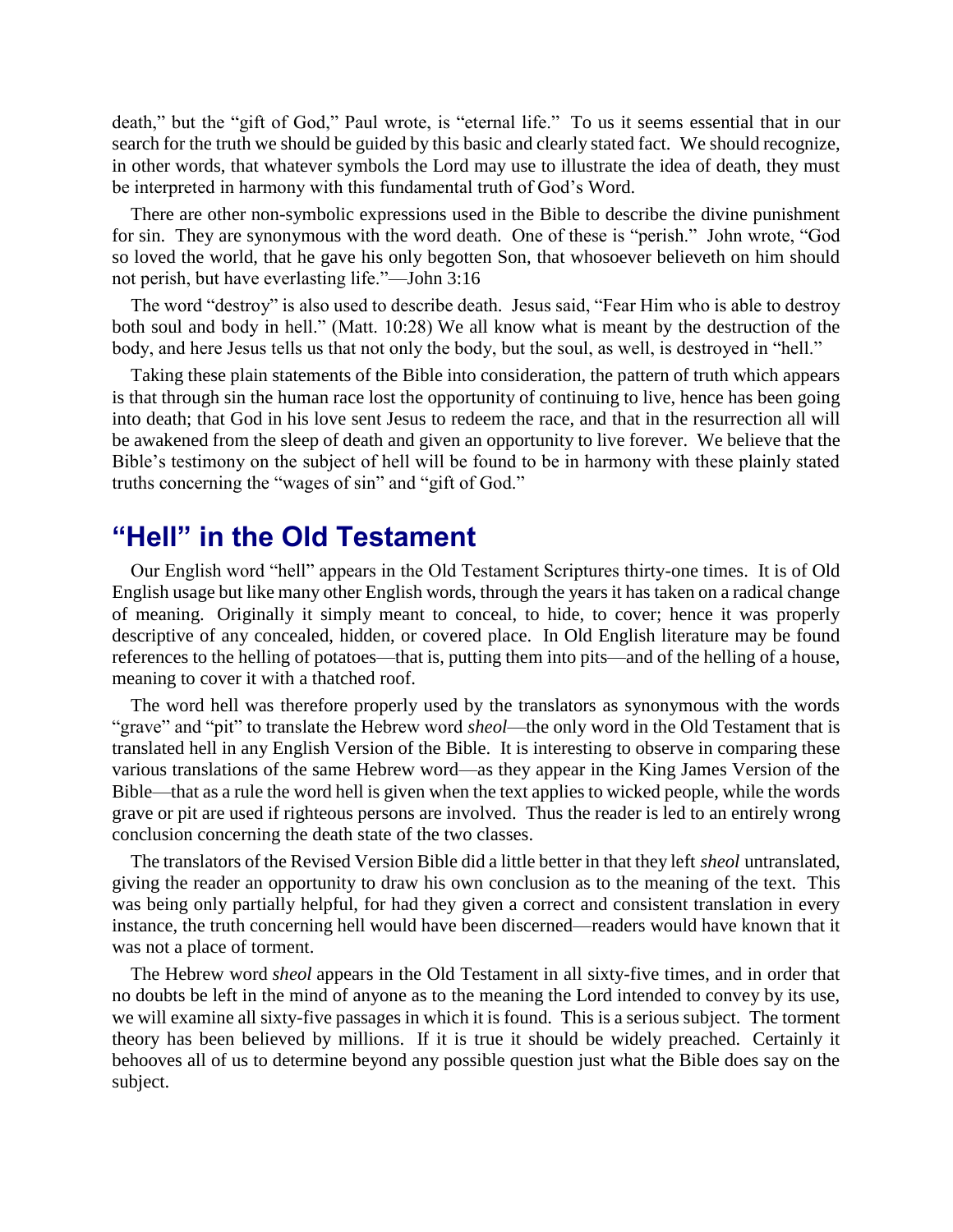death," but the "gift of God," Paul wrote, is "eternal life." To us it seems essential that in our search for the truth we should be guided by this basic and clearly stated fact. We should recognize, in other words, that whatever symbols the Lord may use to illustrate the idea of death, they must be interpreted in harmony with this fundamental truth of God's Word.

There are other non-symbolic expressions used in the Bible to describe the divine punishment for sin. They are synonymous with the word death. One of these is "perish." John wrote, "God so loved the world, that he gave his only begotten Son, that whosoever believeth on him should not perish, but have everlasting life."—John 3:16

The word "destroy" is also used to describe death. Jesus said, "Fear Him who is able to destroy both soul and body in hell." (Matt. 10:28) We all know what is meant by the destruction of the body, and here Jesus tells us that not only the body, but the soul, as well, is destroyed in "hell."

Taking these plain statements of the Bible into consideration, the pattern of truth which appears is that through sin the human race lost the opportunity of continuing to live, hence has been going into death; that God in his love sent Jesus to redeem the race, and that in the resurrection all will be awakened from the sleep of death and given an opportunity to live forever. We believe that the Bible's testimony on the subject of hell will be found to be in harmony with these plainly stated truths concerning the "wages of sin" and "gift of God."

## "Hell" in the Old Testament

Our English word "hell" appears in the Old Testament Scriptures thirty-one times. It is of Old English usage but like many other English words, through the years it has taken on a radical change of meaning. Originally it simply meant to conceal, to hide, to cover; hence it was properly descriptive of any concealed, hidden, or covered place. In Old English literature may be found references to the helling of potatoes—that is, putting them into pits—and of the helling of a house, meaning to cover it with a thatched roof.

The word hell was therefore properly used by the translators as synonymous with the words "grave" and "pit" to translate the Hebrew word *sheol*—the only word in the Old Testament that is translated hell in any English Version of the Bible. It is interesting to observe in comparing these various translations of the same Hebrew word—as they appear in the King James Version of the Bible—that as a rule the word hell is given when the text applies to wicked people, while the words grave or pit are used if righteous persons are involved. Thus the reader is led to an entirely wrong conclusion concerning the death state of the two classes.

The translators of the Revised Version Bible did a little better in that they left *sheol* untranslated, giving the reader an opportunity to draw his own conclusion as to the meaning of the text. This was being only partially helpful, for had they given a correct and consistent translation in every instance, the truth concerning hell would have been discerned—readers would have known that it was not a place of torment.

The Hebrew word *sheol* appears in the Old Testament in all sixty-five times, and in order that no doubts be left in the mind of anyone as to the meaning the Lord intended to convey by its use, we will examine all sixty-five passages in which it is found. This is a serious subject. The torment theory has been believed by millions. If it is true it should be widely preached. Certainly it behooves all of us to determine beyond any possible question just what the Bible does say on the subject.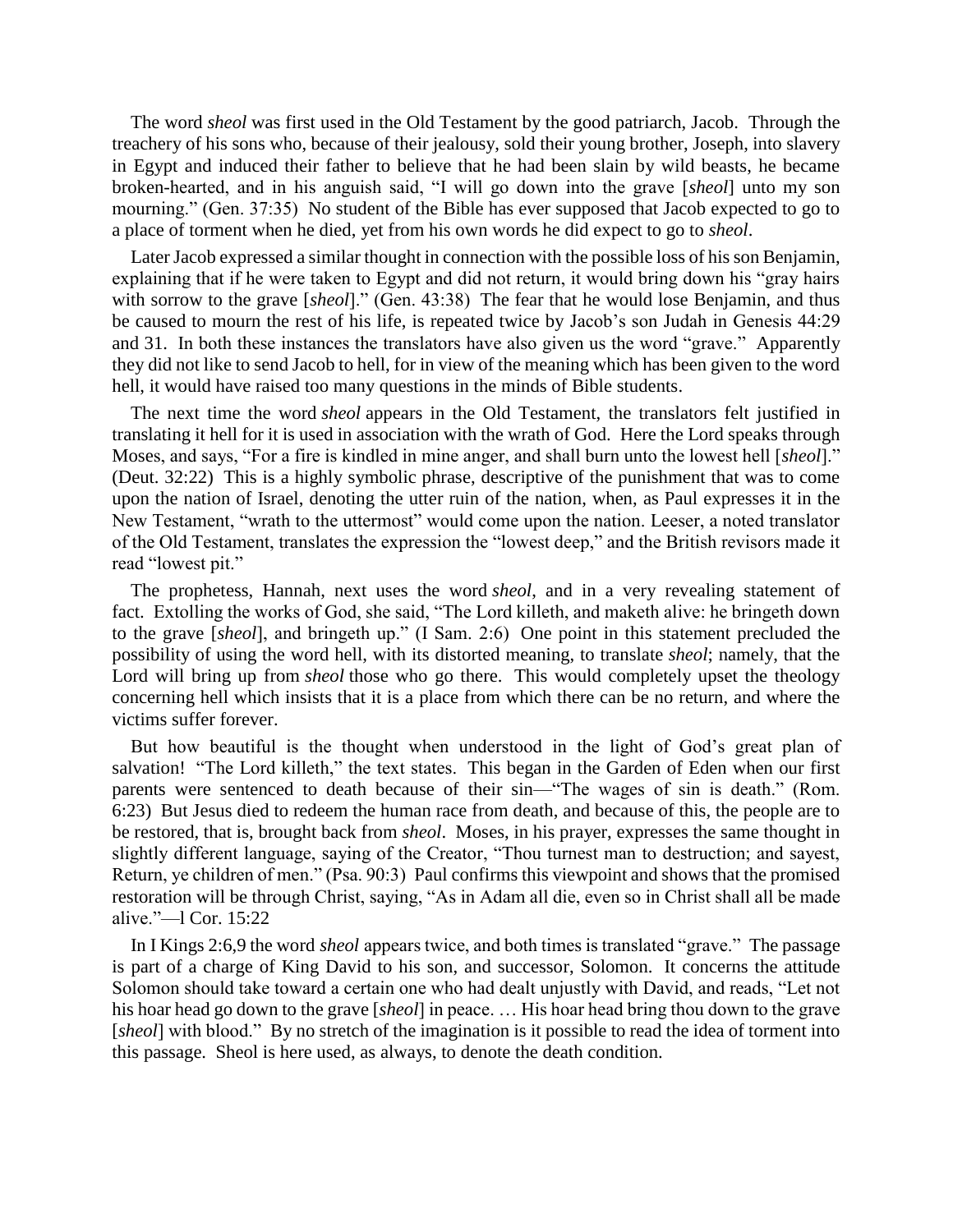The word *sheol* was first used in the Old Testament by the good patriarch, Jacob. Through the treachery of his sons who, because of their jealousy, sold their young brother, Joseph, into slavery in Egypt and induced their father to believe that he had been slain by wild beasts, he became broken-hearted, and in his anguish said, "I will go down into the grave [*sheol*] unto my son mourning." (Gen. 37:35) No student of the Bible has ever supposed that Jacob expected to go to a place of torment when he died, yet from his own words he did expect to go to *sheol*.

Later Jacob expressed a similar thought in connection with the possible loss of his son Benjamin, explaining that if he were taken to Egypt and did not return, it would bring down his "gray hairs with sorrow to the grave [*sheol*]." (Gen. 43:38) The fear that he would lose Benjamin, and thus be caused to mourn the rest of his life, is repeated twice by Jacob's son Judah in Genesis 44:29 and 31. In both these instances the translators have also given us the word "grave." Apparently they did not like to send Jacob to hell, for in view of the meaning which has been given to the word hell, it would have raised too many questions in the minds of Bible students.

The next time the word *sheol* appears in the Old Testament, the translators felt justified in translating it hell for it is used in association with the wrath of God. Here the Lord speaks through Moses, and says, "For a fire is kindled in mine anger, and shall burn unto the lowest hell [*sheol*]." (Deut. 32:22) This is a highly symbolic phrase, descriptive of the punishment that was to come upon the nation of Israel, denoting the utter ruin of the nation, when, as Paul expresses it in the New Testament, "wrath to the uttermost" would come upon the nation. Leeser, a noted translator of the Old Testament, translates the expression the "lowest deep," and the British revisors made it read "lowest pit."

The prophetess, Hannah, next uses the word *sheol*, and in a very revealing statement of fact. Extolling the works of God, she said, "The Lord killeth, and maketh alive: he bringeth down to the grave [*sheol*], and bringeth up." (I Sam. 2:6) One point in this statement precluded the possibility of using the word hell, with its distorted meaning, to translate *sheol*; namely, that the Lord will bring up from *sheol* those who go there. This would completely upset the theology concerning hell which insists that it is a place from which there can be no return, and where the victims suffer forever.

But how beautiful is the thought when understood in the light of God's great plan of salvation! "The Lord killeth," the text states. This began in the Garden of Eden when our first parents were sentenced to death because of their sin—"The wages of sin is death." (Rom. 6:23) But Jesus died to redeem the human race from death, and because of this, the people are to be restored, that is, brought back from *sheol*. Moses, in his prayer, expresses the same thought in slightly different language, saying of the Creator, "Thou turnest man to destruction; and sayest, Return, ye children of men." (Psa. 90:3) Paul confirms this viewpoint and shows that the promised restoration will be through Christ, saying, "As in Adam all die, even so in Christ shall all be made alive."—I Cor. 15:22

In I Kings 2:6,9 the word *sheol* appears twice, and both times is translated "grave." The passage is part of a charge of King David to his son, and successor, Solomon. It concerns the attitude Solomon should take toward a certain one who had dealt unjustly with David, and reads, "Let not his hoar head go down to the grave [*sheol*] in peace. … His hoar head bring thou down to the grave [*sheol*] with blood." By no stretch of the imagination is it possible to read the idea of torment into this passage. Sheol is here used, as always, to denote the death condition.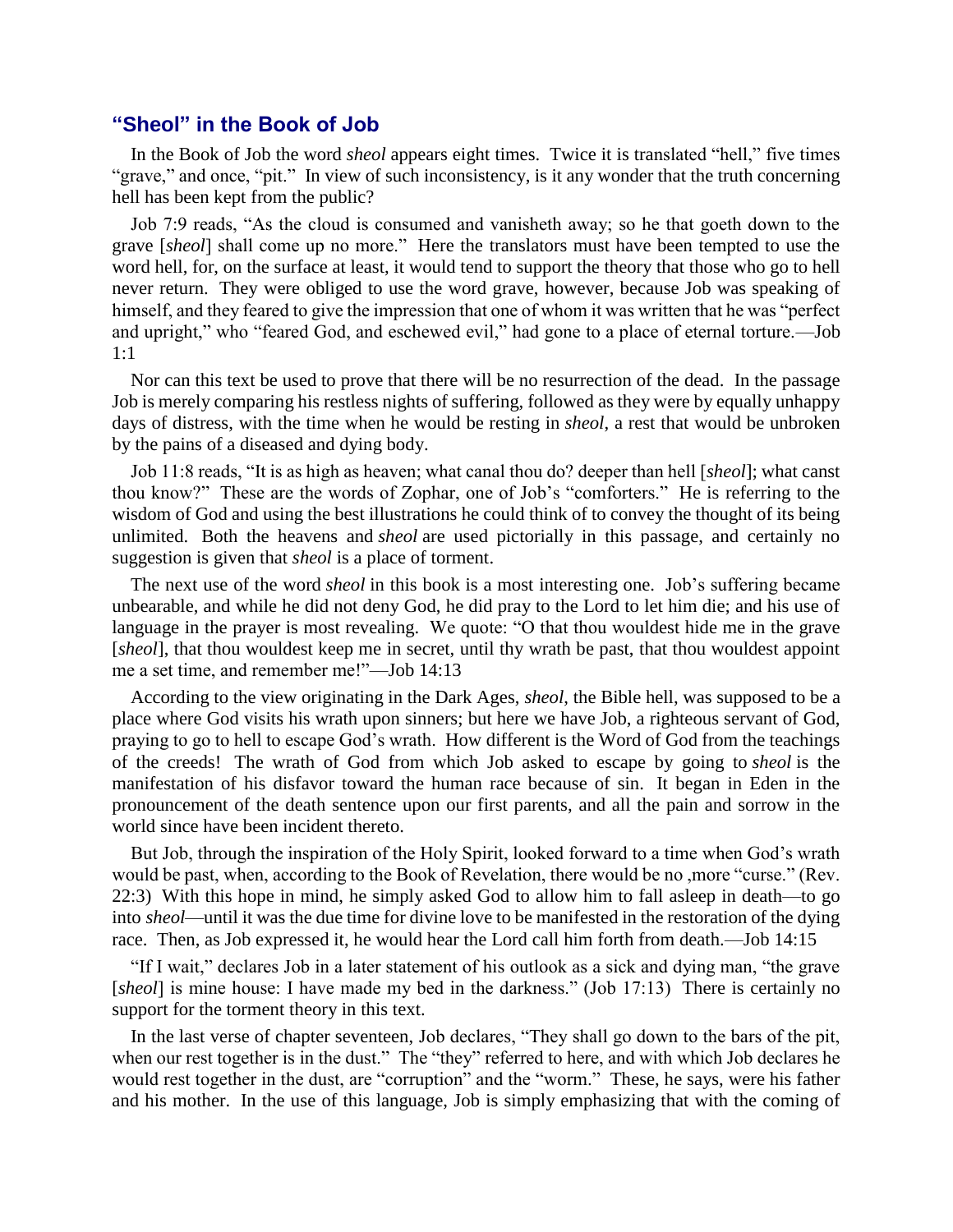## “Sheol” in the Book of Job

In the Book of Job the word *sheol* appears eight times. Twice it is translated “hell,” five times “grave,” and once, “pit.” In view of such inconsistency, is it any wonder that the truth concerning hell has been kept from the public?

Job 7:9 reads, “As the cloud is consumed and vanisheth away; so he that goeth down to the grave [*sheol*] shall come up no more.” Here the translators must have been tempted to use the word hell, for, on the surface at least, it would tend to support the theory that those who go to hell never return. They were obliged to use the word grave, however, because Job was speaking of himself, and they feared to give the impression that one of whom it was written that he was “perfect and upright,” who “feared God, and eschewed evil,” had gone to a place of eternal torture.—Job 1:1

Nor can this text be used to prove that there will be no resurrection of the dead. In the passage Job is merely comparing his restless nights of suffering, followed as they were by equally unhappy days of distress, with the time when he would be resting in *sheol*, a rest that would be unbroken by the pains of a diseased and dying body.

Job 11:8 reads, “It is as high as heaven; what canal thou do? deeper than hell [*sheol*]; what canst thou know?” These are the words of Zophar, one of Job’s “comforters.” He is referring to the wisdom of God and using the best illustrations he could think of to convey the thought of its being unlimited. Both the heavens and *sheol* are used pictorially in this passage, and certainly no suggestion is given that *sheol* is a place of torment.

The next use of the word *sheol* in this book is a most interesting one. Job’s suffering became unbearable, and while he did not deny God, he did pray to the Lord to let him die; and his use of language in the prayer is most revealing. We quote: “O that thou wouldest hide me in the grave [*sheol*], that thou wouldest keep me in secret, until thy wrath be past, that thou wouldest appoint me a set time, and remember me!”—Job 14:13

According to the view originating in the Dark Ages, *sheol*, the Bible hell, was supposed to be a place where God visits his wrath upon sinners; but here we have Job, a righteous servant of God, praying to go to hell to escape God’s wrath. How different is the Word of God from the teachings of the creeds! The wrath of God from which Job asked to escape by going to *sheol* is the manifestation of his disfavor toward the human race because of sin. It began in Eden in the pronouncement of the death sentence upon our first parents, and all the pain and sorrow in the world since have been incident thereto.

But Job, through the inspiration of the Holy Spirit, looked forward to a time when God’s wrath would be past, when, according to the Book of Revelation, there would be no ,more “curse.” (Rev. 22:3) With this hope in mind, he simply asked God to allow him to fall asleep in death—to go into *sheol*—until it was the due time for divine love to be manifested in the restoration of the dying race. Then, as Job expressed it, he would hear the Lord call him forth from death.—Job 14:15

“If I wait,” declares Job in a later statement of his outlook as a sick and dying man, “the grave [*sheol*] is mine house: I have made my bed in the darkness.” (Job 17:13) There is certainly no support for the torment theory in this text.

In the last verse of chapter seventeen, Job declares, “They shall go down to the bars of the pit, when our rest together is in the dust.” The “they” referred to here, and with which Job declares he would rest together in the dust, are “corruption” and the “worm.” These, he says, were his father and his mother. In the use of this language, Job is simply emphasizing that with the coming of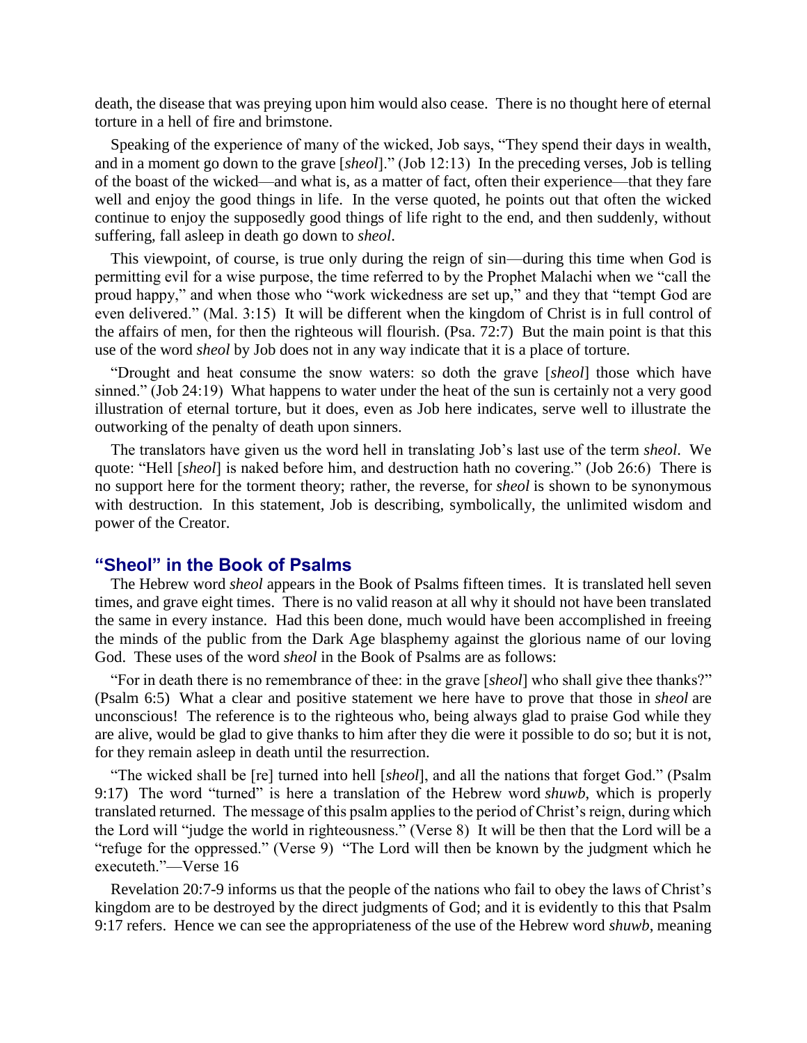death, the disease that was preying upon him would also cease. There is no thought here of eternal torture in a hell of fire and brimstone.

Speaking of the experience of many of the wicked, Job says, "They spend their days in wealth, and in a moment go down to the grave [*sheol*]." (Job 12:13) In the preceding verses, Job is telling of the boast of the wicked—and what is, as a matter of fact, often their experience—that they fare well and enjoy the good things in life. In the verse quoted, he points out that often the wicked continue to enjoy the supposedly good things of life right to the end, and then suddenly, without suffering, fall asleep in death go down to *sheol*.

This viewpoint, of course, is true only during the reign of sin—during this time when God is permitting evil for a wise purpose, the time referred to by the Prophet Malachi when we "call the proud happy," and when those who "work wickedness are set up," and they that "tempt God are even delivered." (Mal. 3:15) It will be different when the kingdom of Christ is in full control of the affairs of men, for then the righteous will flourish. (Psa. 72:7) But the main point is that this use of the word *sheol* by Job does not in any way indicate that it is a place of torture.

"Drought and heat consume the snow waters: so doth the grave [*sheol*] those which have sinned." (Job 24:19) What happens to water under the heat of the sun is certainly not a very good illustration of eternal torture, but it does, even as Job here indicates, serve well to illustrate the outworking of the penalty of death upon sinners.

The translators have given us the word hell in translating Job's last use of the term *sheol*. We quote: "Hell [*sheol*] is naked before him, and destruction hath no covering." (Job 26:6) There is no support here for the torment theory; rather, the reverse, for *sheol* is shown to be synonymous with destruction. In this statement, Job is describing, symbolically, the unlimited wisdom and power of the Creator.

## "Sheol" in the Book of Psalms

The Hebrew word *sheol* appears in the Book of Psalms fifteen times. It is translated hell seven times, and grave eight times. There is no valid reason at all why it should not have been translated the same in every instance. Had this been done, much would have been accomplished in freeing the minds of the public from the Dark Age blasphemy against the glorious name of our loving God. These uses of the word *sheol* in the Book of Psalms are as follows:

"For in death there is no remembrance of thee: in the grave [*sheol*] who shall give thee thanks?" (Psalm 6:5) What a clear and positive statement we here have to prove that those in *sheol* are unconscious! The reference is to the righteous who, being always glad to praise God while they are alive, would be glad to give thanks to him after they die were it possible to do so; but it is not, for they remain asleep in death until the resurrection.

"The wicked shall be [re] turned into hell [*sheol*], and all the nations that forget God." (Psalm 9:17) The word "turned" is here a translation of the Hebrew word *shuwb*, which is properly translated returned. The message of this psalm applies to the period of Christ's reign, during which the Lord will "judge the world in righteousness." (Verse 8) It will be then that the Lord will be a "refuge for the oppressed." (Verse 9) "The Lord will then be known by the judgment which he executeth."—Verse 16

Revelation 20:7-9 informs us that the people of the nations who fail to obey the laws of Christ's kingdom are to be destroyed by the direct judgments of God; and it is evidently to this that Psalm 9:17 refers. Hence we can see the appropriateness of the use of the Hebrew word *shuwb*, meaning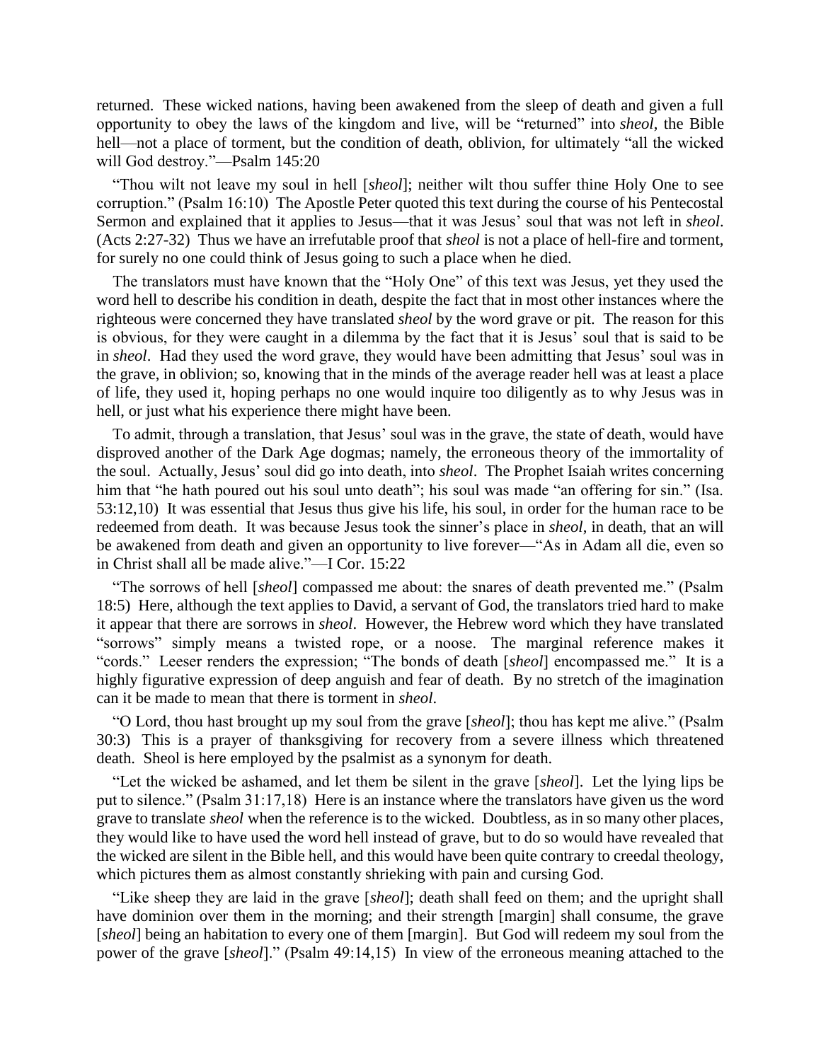returned. These wicked nations, having been awakened from the sleep of death and given a full opportunity to obey the laws of the kingdom and live, will be "returned" into *sheol*, the Bible hell—not a place of torment, but the condition of death, oblivion, for ultimately "all the wicked will God destroy."—Psalm 145:20

"Thou wilt not leave my soul in hell [*sheol*]; neither wilt thou suffer thine Holy One to see corruption." (Psalm 16:10) The Apostle Peter quoted this text during the course of his Pentecostal Sermon and explained that it applies to Jesus—that it was Jesus' soul that was not left in *sheol*. (Acts 2:27-32) Thus we have an irrefutable proof that *sheol* is not a place of hell-fire and torment, for surely no one could think of Jesus going to such a place when he died.

The translators must have known that the "Holy One" of this text was Jesus, yet they used the word hell to describe his condition in death, despite the fact that in most other instances where the righteous were concerned they have translated *sheol* by the word grave or pit. The reason for this is obvious, for they were caught in a dilemma by the fact that it is Jesus' soul that is said to be in *sheol*. Had they used the word grave, they would have been admitting that Jesus' soul was in the grave, in oblivion; so, knowing that in the minds of the average reader hell was at least a place of life, they used it, hoping perhaps no one would inquire too diligently as to why Jesus was in hell, or just what his experience there might have been.

To admit, through a translation, that Jesus' soul was in the grave, the state of death, would have disproved another of the Dark Age dogmas; namely, the erroneous theory of the immortality of the soul. Actually, Jesus' soul did go into death, into *sheol*. The Prophet Isaiah writes concerning him that "he hath poured out his soul unto death"; his soul was made "an offering for sin." (Isa. 53:12,10) It was essential that Jesus thus give his life, his soul, in order for the human race to be redeemed from death. It was because Jesus took the sinner's place in *sheol*, in death, that an will be awakened from death and given an opportunity to live forever—"As in Adam all die, even so in Christ shall all be made alive."—I Cor. 15:22

"The sorrows of hell [*sheol*] compassed me about: the snares of death prevented me." (Psalm 18:5) Here, although the text applies to David, a servant of God, the translators tried hard to make it appear that there are sorrows in *sheol*. However, the Hebrew word which they have translated "sorrows" simply means a twisted rope, or a noose. The marginal reference makes it "cords." Leeser renders the expression; "The bonds of death [*sheol*] encompassed me." It is a highly figurative expression of deep anguish and fear of death. By no stretch of the imagination can it be made to mean that there is torment in *sheol*.

"O Lord, thou hast brought up my soul from the grave [*sheol*]; thou has kept me alive." (Psalm 30:3) This is a prayer of thanksgiving for recovery from a severe illness which threatened death. Sheol is here employed by the psalmist as a synonym for death.

"Let the wicked be ashamed, and let them be silent in the grave [*sheol*]. Let the lying lips be put to silence." (Psalm 31:17,18) Here is an instance where the translators have given us the word grave to translate *sheol* when the reference is to the wicked. Doubtless, as in so many other places, they would like to have used the word hell instead of grave, but to do so would have revealed that the wicked are silent in the Bible hell, and this would have been quite contrary to creedal theology, which pictures them as almost constantly shrieking with pain and cursing God.

"Like sheep they are laid in the grave [*sheol*]; death shall feed on them; and the upright shall have dominion over them in the morning; and their strength [margin] shall consume, the grave [*sheol*] being an habitation to every one of them [margin]. But God will redeem my soul from the power of the grave [*sheol*]." (Psalm 49:14,15) In view of the erroneous meaning attached to the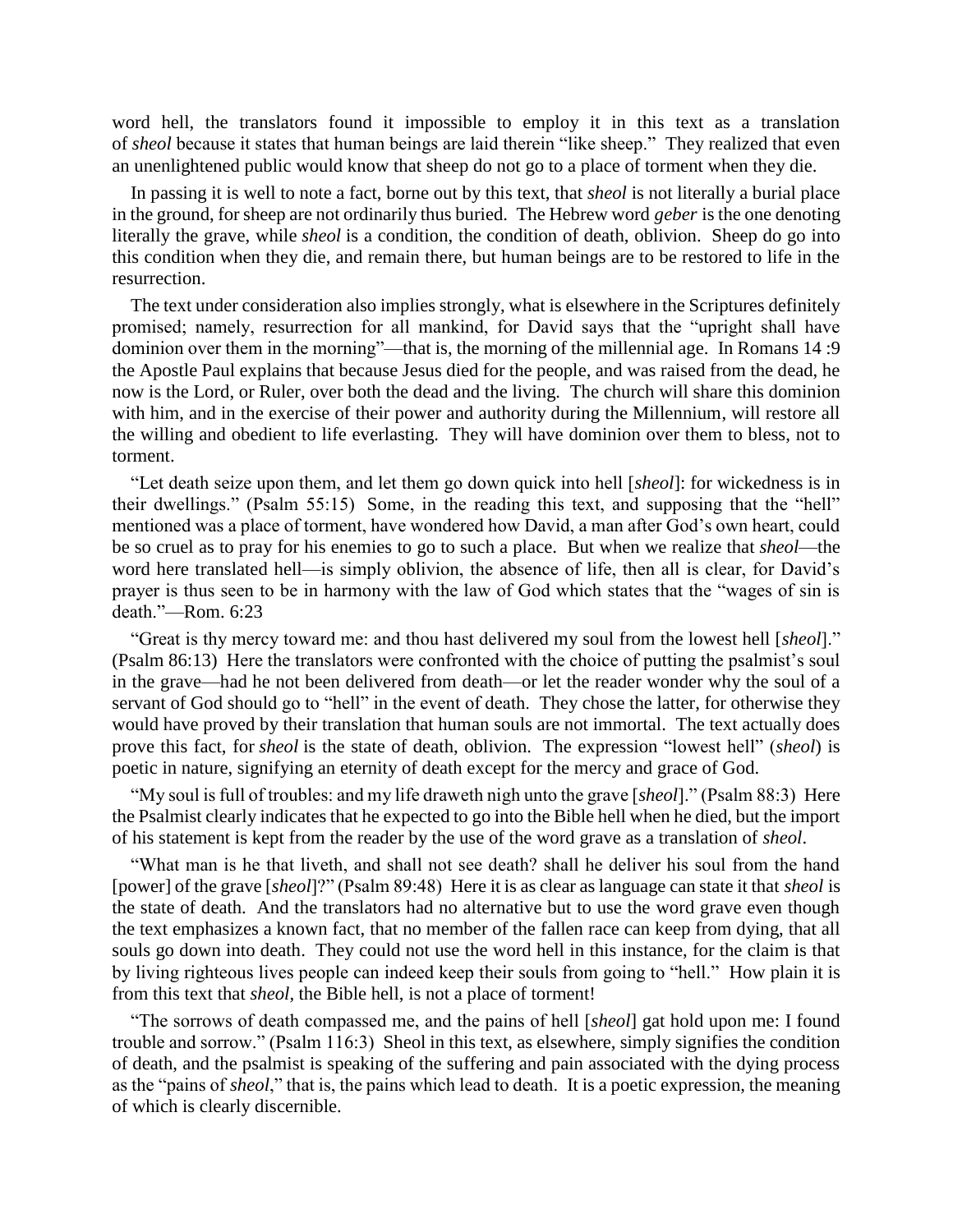word hell, the translators found it impossible to employ it in this text as a translation of *sheol* because it states that human beings are laid therein "like sheep." They realized that even an unenlightened public would know that sheep do not go to a place of torment when they die.

In passing it is well to note a fact, borne out by this text, that *sheol* is not literally a burial place in the ground, for sheep are not ordinarily thus buried. The Hebrew word *geber* is the one denoting literally the grave, while *sheol* is a condition, the condition of death, oblivion. Sheep do go into this condition when they die, and remain there, but human beings are to be restored to life in the resurrection.

The text under consideration also implies strongly, what is elsewhere in the Scriptures definitely promised; namely, resurrection for all mankind, for David says that the "upright shall have dominion over them in the morning"—that is, the morning of the millennial age. In Romans 14 :9 the Apostle Paul explains that because Jesus died for the people, and was raised from the dead, he now is the Lord, or Ruler, over both the dead and the living. The church will share this dominion with him, and in the exercise of their power and authority during the Millennium, will restore all the willing and obedient to life everlasting. They will have dominion over them to bless, not to torment.

"Let death seize upon them, and let them go down quick into hell [*sheol*]: for wickedness is in their dwellings." (Psalm 55:15) Some, in the reading this text, and supposing that the "hell" mentioned was a place of torment, have wondered how David, a man after God's own heart, could be so cruel as to pray for his enemies to go to such a place. But when we realize that *sheol*—the word here translated hell—is simply oblivion, the absence of life, then all is clear, for David's prayer is thus seen to be in harmony with the law of God which states that the "wages of sin is death."—Rom. 6:23

"Great is thy mercy toward me: and thou hast delivered my soul from the lowest hell [*sheol*]." (Psalm 86:13) Here the translators were confronted with the choice of putting the psalmist's soul in the grave—had he not been delivered from death—or let the reader wonder why the soul of a servant of God should go to "hell" in the event of death. They chose the latter, for otherwise they would have proved by their translation that human souls are not immortal. The text actually does prove this fact, for *sheol* is the state of death, oblivion. The expression "lowest hell" (*sheol*) is poetic in nature, signifying an eternity of death except for the mercy and grace of God.

"My soul is full of troubles: and my life draweth nigh unto the grave [*sheol*]." (Psalm 88:3) Here the Psalmist clearly indicates that he expected to go into the Bible hell when he died, but the import of his statement is kept from the reader by the use of the word grave as a translation of *sheol*.

"What man is he that liveth, and shall not see death? shall he deliver his soul from the hand [power] of the grave [*sheol*]?" (Psalm 89:48) Here it is as clear as language can state it that *sheol* is the state of death. And the translators had no alternative but to use the word grave even though the text emphasizes a known fact, that no member of the fallen race can keep from dying, that all souls go down into death. They could not use the word hell in this instance, for the claim is that by living righteous lives people can indeed keep their souls from going to "hell." How plain it is from this text that *sheol*, the Bible hell, is not a place of torment!

"The sorrows of death compassed me, and the pains of hell [*sheol*] gat hold upon me: I found trouble and sorrow." (Psalm 116:3) Sheol in this text, as elsewhere, simply signifies the condition of death, and the psalmist is speaking of the suffering and pain associated with the dying process as the "pains of *sheol*," that is, the pains which lead to death. It is a poetic expression, the meaning of which is clearly discernible.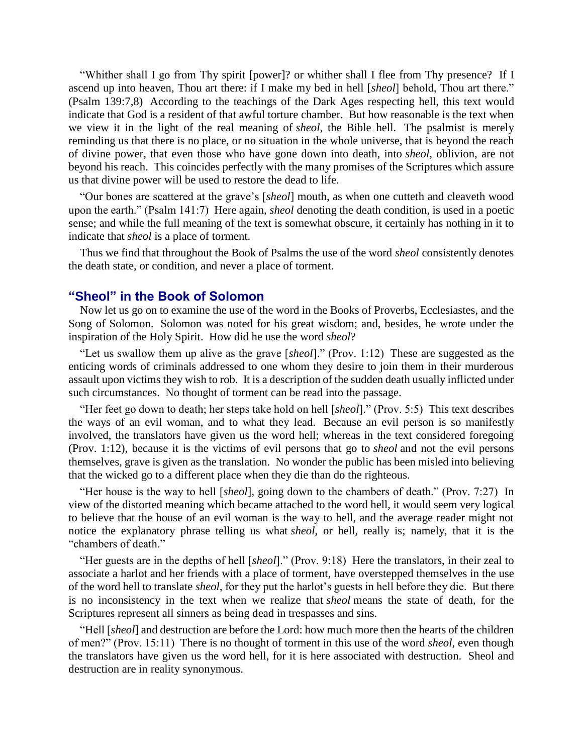"Whither shall I go from Thy spirit [power]? or whither shall I flee from Thy presence? If I ascend up into heaven, Thou art there: if I make my bed in hell [*sheol*] behold, Thou art there." (Psalm 139:7,8) According to the teachings of the Dark Ages respecting hell, this text would indicate that God is a resident of that awful torture chamber. But how reasonable is the text when we view it in the light of the real meaning of *sheol*, the Bible hell. The psalmist is merely reminding us that there is no place, or no situation in the whole universe, that is beyond the reach of divine power, that even those who have gone down into death, into *sheol*, oblivion, are not beyond his reach. This coincides perfectly with the many promises of the Scriptures which assure us that divine power will be used to restore the dead to life.

"Our bones are scattered at the grave's [*sheol*] mouth, as when one cutteth and cleaveth wood upon the earth." (Psalm 141:7) Here again, *sheol* denoting the death condition, is used in a poetic sense; and while the full meaning of the text is somewhat obscure, it certainly has nothing in it to indicate that *sheol* is a place of torment.

Thus we find that throughout the Book of Psalms the use of the word *sheol* consistently denotes the death state, or condition, and never a place of torment.

## "Sheol" in the Book of Solomon

Now let us go on to examine the use of the word in the Books of Proverbs, Ecclesiastes, and the Song of Solomon. Solomon was noted for his great wisdom; and, besides, he wrote under the inspiration of the Holy Spirit. How did he use the word *sheol*?

"Let us swallow them up alive as the grave [*sheol*]." (Prov. 1:12) These are suggested as the enticing words of criminals addressed to one whom they desire to join them in their murderous assault upon victims they wish to rob. It is a description of the sudden death usually inflicted under such circumstances. No thought of torment can be read into the passage.

"Her feet go down to death; her steps take hold on hell [*sheol*]." (Prov. 5:5) This text describes the ways of an evil woman, and to what they lead. Because an evil person is so manifestly involved, the translators have given us the word hell; whereas in the text considered foregoing (Prov. 1:12), because it is the victims of evil persons that go to *sheol* and not the evil persons themselves, grave is given as the translation. No wonder the public has been misled into believing that the wicked go to a different place when they die than do the righteous.

"Her house is the way to hell [*sheol*], going down to the chambers of death." (Prov. 7:27) In view of the distorted meaning which became attached to the word hell, it would seem very logical to believe that the house of an evil woman is the way to hell, and the average reader might not notice the explanatory phrase telling us what *sheol*, or hell, really is; namely, that it is the "chambers of death."

"Her guests are in the depths of hell [*sheol*]." (Prov. 9:18) Here the translators, in their zeal to associate a harlot and her friends with a place of torment, have overstepped themselves in the use of the word hell to translate *sheol*, for they put the harlot's guests in hell before they die. But there is no inconsistency in the text when we realize that *sheol* means the state of death, for the Scriptures represent all sinners as being dead in trespasses and sins.

"Hell [*sheol*] and destruction are before the Lord: how much more then the hearts of the children of men?" (Prov. 15:11) There is no thought of torment in this use of the word *sheol*, even though the translators have given us the word hell, for it is here associated with destruction. Sheol and destruction are in reality synonymous.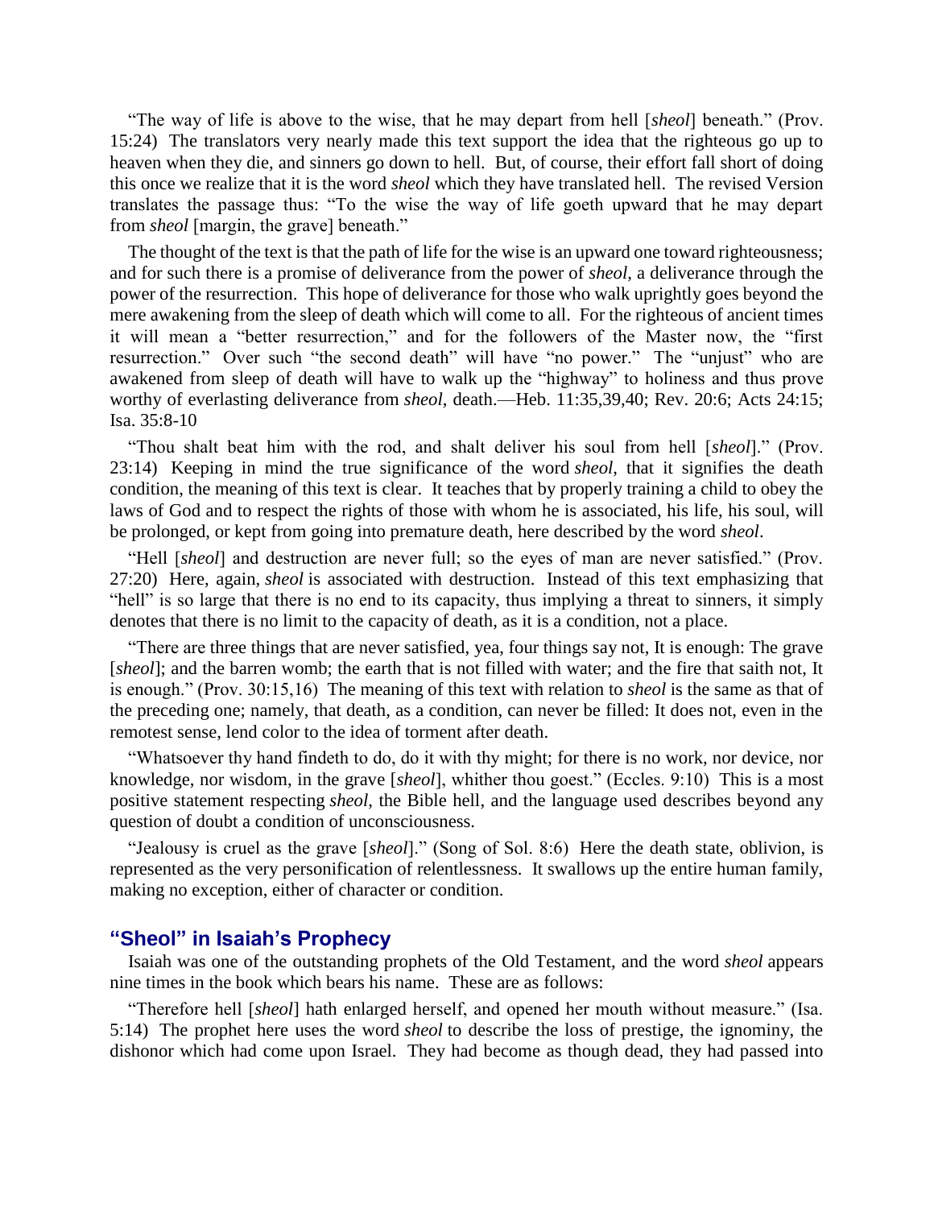"The way of life is above to the wise, that he may depart from hell [*sheol*] beneath." (Prov. 15:24) The translators very nearly made this text support the idea that the righteous go up to heaven when they die, and sinners go down to hell. But, of course, their effort fall short of doing this once we realize that it is the word *sheol* which they have translated hell. The revised Version translates the passage thus: "To the wise the way of life goeth upward that he may depart from *sheol* [margin, the grave] beneath."

The thought of the text is that the path of life for the wise is an upward one toward righteousness; and for such there is a promise of deliverance from the power of *sheol*, a deliverance through the power of the resurrection. This hope of deliverance for those who walk uprightly goes beyond the mere awakening from the sleep of death which will come to all. For the righteous of ancient times it will mean a "better resurrection," and for the followers of the Master now, the "first resurrection." Over such "the second death" will have "no power." The "unjust" who are awakened from sleep of death will have to walk up the "highway" to holiness and thus prove worthy of everlasting deliverance from *sheol*, death.—Heb. 11:35,39,40; Rev. 20:6; Acts 24:15; Isa. 35:8-10

"Thou shalt beat him with the rod, and shalt deliver his soul from hell [*sheol*]." (Prov. 23:14) Keeping in mind the true significance of the word *sheol*, that it signifies the death condition, the meaning of this text is clear. It teaches that by properly training a child to obey the laws of God and to respect the rights of those with whom he is associated, his life, his soul, will be prolonged, or kept from going into premature death, here described by the word *sheol*.

"Hell [*sheol*] and destruction are never full; so the eyes of man are never satisfied." (Prov. 27:20) Here, again, *sheol* is associated with destruction. Instead of this text emphasizing that "hell" is so large that there is no end to its capacity, thus implying a threat to sinners, it simply denotes that there is no limit to the capacity of death, as it is a condition, not a place.

"There are three things that are never satisfied, yea, four things say not, It is enough: The grave [*sheol*]; and the barren womb; the earth that is not filled with water; and the fire that saith not, It is enough." (Prov. 30:15,16) The meaning of this text with relation to *sheol* is the same as that of the preceding one; namely, that death, as a condition, can never be filled: It does not, even in the remotest sense, lend color to the idea of torment after death.

"Whatsoever thy hand findeth to do, do it with thy might; for there is no work, nor device, nor knowledge, nor wisdom, in the grave [*sheol*], whither thou goest." (Eccles. 9:10) This is a most positive statement respecting *sheol*, the Bible hell, and the language used describes beyond any question of doubt a condition of unconsciousness.

"Jealousy is cruel as the grave [*sheol*]." (Song of Sol. 8:6) Here the death state, oblivion, is represented as the very personification of relentlessness. It swallows up the entire human family, making no exception, either of character or condition.

## "Sheol" in Isaiah's Prophecy

Isaiah was one of the outstanding prophets of the Old Testament, and the word *sheol* appears nine times in the book which bears his name. These are as follows:

"Therefore hell [*sheol*] hath enlarged herself, and opened her mouth without measure." (Isa. 5:14) The prophet here uses the word *sheol* to describe the loss of prestige, the ignominy, the dishonor which had come upon Israel. They had become as though dead, they had passed into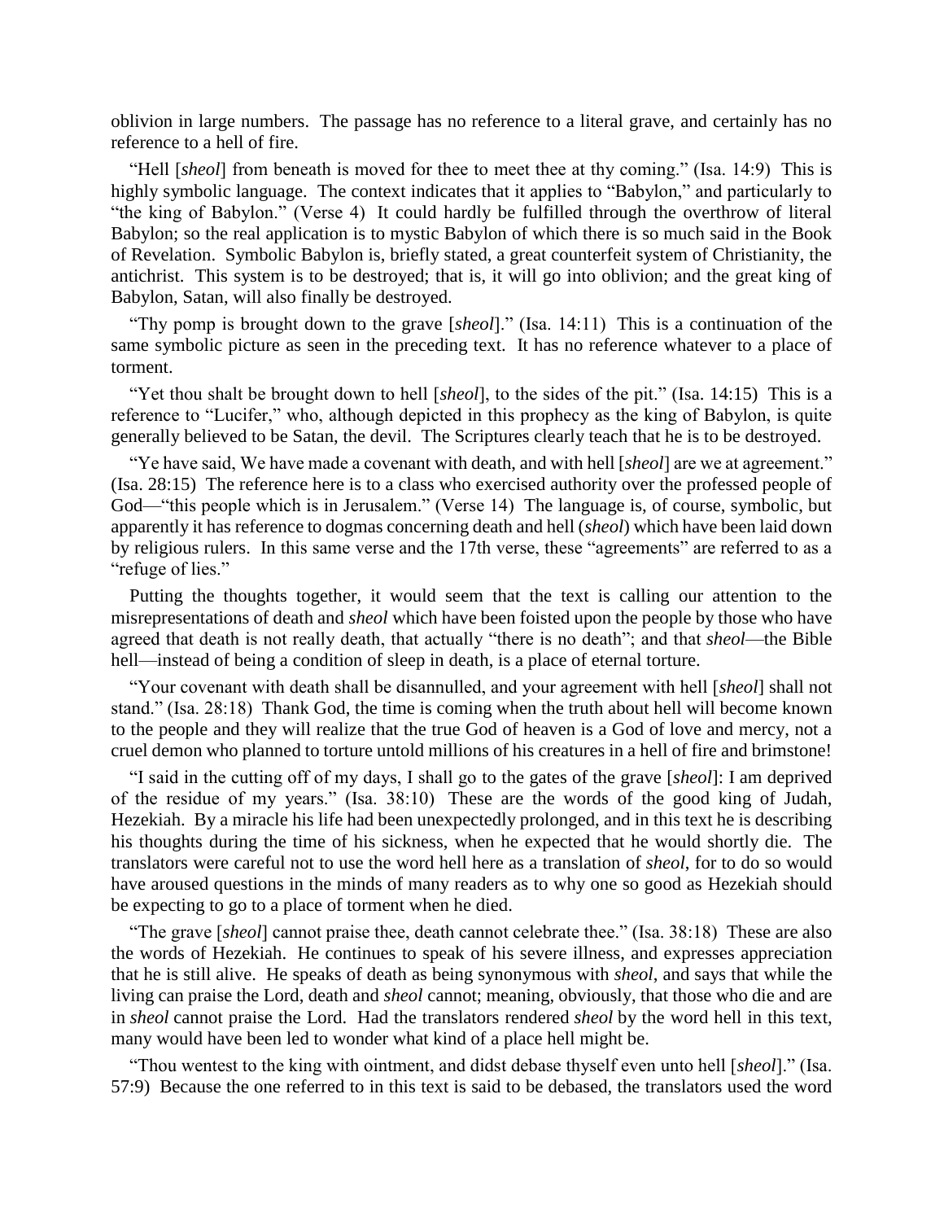oblivion in large numbers. The passage has no reference to a literal grave, and certainly has no reference to a hell of fire.

"Hell [*sheol*] from beneath is moved for thee to meet thee at thy coming." (Isa. 14:9) This is highly symbolic language. The context indicates that it applies to "Babylon," and particularly to "the king of Babylon." (Verse 4) It could hardly be fulfilled through the overthrow of literal Babylon; so the real application is to mystic Babylon of which there is so much said in the Book of Revelation. Symbolic Babylon is, briefly stated, a great counterfeit system of Christianity, the antichrist. This system is to be destroyed; that is, it will go into oblivion; and the great king of Babylon, Satan, will also finally be destroyed.

"Thy pomp is brought down to the grave [*sheol*]." (Isa. 14:11) This is a continuation of the same symbolic picture as seen in the preceding text. It has no reference whatever to a place of torment.

"Yet thou shalt be brought down to hell [*sheol*], to the sides of the pit." (Isa. 14:15) This is a reference to "Lucifer," who, although depicted in this prophecy as the king of Babylon, is quite generally believed to be Satan, the devil. The Scriptures clearly teach that he is to be destroyed.

"Ye have said, We have made a covenant with death, and with hell [*sheol*] are we at agreement." (Isa. 28:15) The reference here is to a class who exercised authority over the professed people of God—"this people which is in Jerusalem." (Verse 14) The language is, of course, symbolic, but apparently it has reference to dogmas concerning death and hell (*sheol*) which have been laid down by religious rulers. In this same verse and the 17th verse, these "agreements" are referred to as a "refuge of lies."

Putting the thoughts together, it would seem that the text is calling our attention to the misrepresentations of death and *sheol* which have been foisted upon the people by those who have agreed that death is not really death, that actually "there is no death"; and that *sheol*—the Bible hell—instead of being a condition of sleep in death, is a place of eternal torture.

"Your covenant with death shall be disannulled, and your agreement with hell [*sheol*] shall not stand." (Isa. 28:18) Thank God, the time is coming when the truth about hell will become known to the people and they will realize that the true God of heaven is a God of love and mercy, not a cruel demon who planned to torture untold millions of his creatures in a hell of fire and brimstone!

"I said in the cutting off of my days, I shall go to the gates of the grave [*sheol*]: I am deprived of the residue of my years." (Isa. 38:10) These are the words of the good king of Judah, Hezekiah. By a miracle his life had been unexpectedly prolonged, and in this text he is describing his thoughts during the time of his sickness, when he expected that he would shortly die. The translators were careful not to use the word hell here as a translation of *sheol*, for to do so would have aroused questions in the minds of many readers as to why one so good as Hezekiah should be expecting to go to a place of torment when he died.

"The grave [*sheol*] cannot praise thee, death cannot celebrate thee." (Isa. 38:18) These are also the words of Hezekiah. He continues to speak of his severe illness, and expresses appreciation that he is still alive. He speaks of death as being synonymous with *sheol*, and says that while the living can praise the Lord, death and *sheol* cannot; meaning, obviously, that those who die and are in *sheol* cannot praise the Lord. Had the translators rendered *sheol* by the word hell in this text, many would have been led to wonder what kind of a place hell might be.

"Thou wentest to the king with ointment, and didst debase thyself even unto hell [*sheol*]." (Isa. 57:9) Because the one referred to in this text is said to be debased, the translators used the word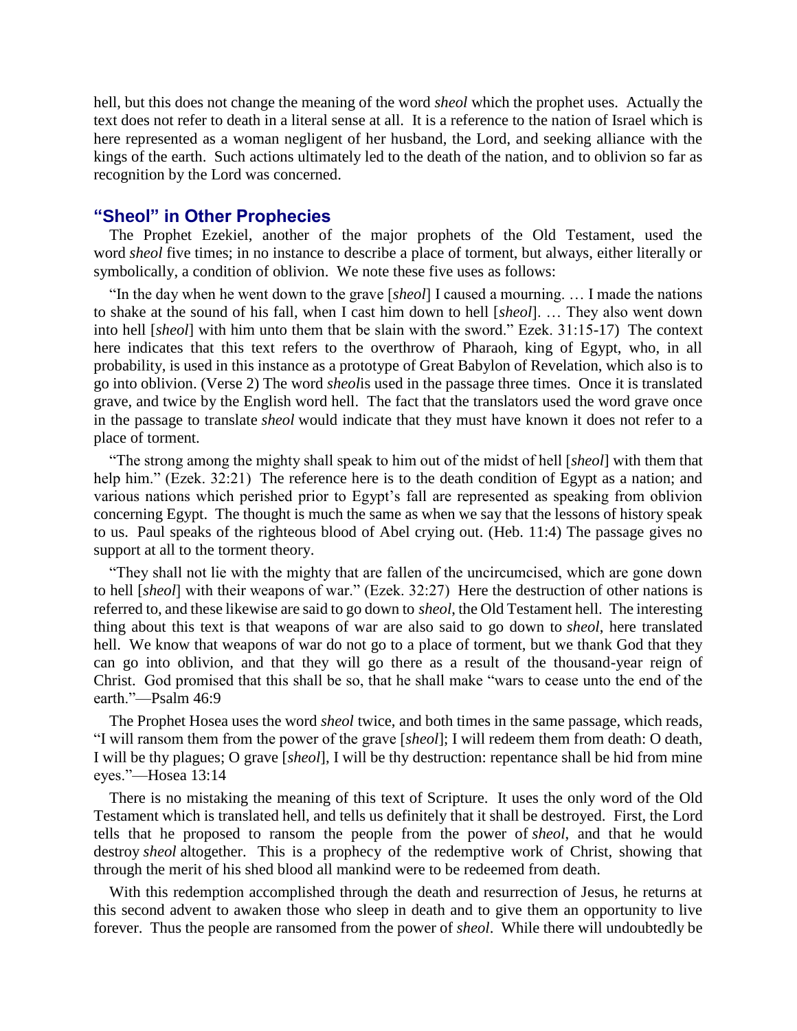hell, but this does not change the meaning of the word *sheol* which the prophet uses. Actually the text does not refer to death in a literal sense at all. It is a reference to the nation of Israel which is here represented as a woman negligent of her husband, the Lord, and seeking alliance with the kings of the earth. Such actions ultimately led to the death of the nation, and to oblivion so far as recognition by the Lord was concerned.

## "Sheol" in Other Prophecies

The Prophet Ezekiel, another of the major prophets of the Old Testament, used the word *sheol* five times; in no instance to describe a place of torment, but always, either literally or symbolically, a condition of oblivion. We note these five uses as follows:

"In the day when he went down to the grave [*sheol*] I caused a mourning. … I made the nations to shake at the sound of his fall, when I cast him down to hell [*sheol*]. … They also went down into hell [*sheol*] with him unto them that be slain with the sword." Ezek. 31:15-17) The context here indicates that this text refers to the overthrow of Pharaoh, king of Egypt, who, in all probability, is used in this instance as a prototype of Great Babylon of Revelation, which also is to go into oblivion. (Verse 2) The word *sheol*is used in the passage three times. Once it is translated grave, and twice by the English word hell. The fact that the translators used the word grave once in the passage to translate *sheol* would indicate that they must have known it does not refer to a place of torment.

"The strong among the mighty shall speak to him out of the midst of hell [*sheol*] with them that help him." (Ezek. 32:21) The reference here is to the death condition of Egypt as a nation; and various nations which perished prior to Egypt's fall are represented as speaking from oblivion concerning Egypt. The thought is much the same as when we say that the lessons of history speak to us. Paul speaks of the righteous blood of Abel crying out. (Heb. 11:4) The passage gives no support at all to the torment theory.

"They shall not lie with the mighty that are fallen of the uncircumcised, which are gone down to hell [*sheol*] with their weapons of war." (Ezek. 32:27) Here the destruction of other nations is referred to, and these likewise are said to go down to *sheol*, the Old Testament hell. The interesting thing about this text is that weapons of war are also said to go down to *sheol*, here translated hell. We know that weapons of war do not go to a place of torment, but we thank God that they can go into oblivion, and that they will go there as a result of the thousand-year reign of Christ. God promised that this shall be so, that he shall make "wars to cease unto the end of the earth."—Psalm 46:9

The Prophet Hosea uses the word *sheol* twice, and both times in the same passage, which reads, "I will ransom them from the power of the grave [*sheol*]; I will redeem them from death: O death, I will be thy plagues; O grave [*sheol*], I will be thy destruction: repentance shall be hid from mine eyes."—Hosea 13:14

There is no mistaking the meaning of this text of Scripture. It uses the only word of the Old Testament which is translated hell, and tells us definitely that it shall be destroyed. First, the Lord tells that he proposed to ransom the people from the power of *sheol*, and that he would destroy *sheol* altogether. This is a prophecy of the redemptive work of Christ, showing that through the merit of his shed blood all mankind were to be redeemed from death.

With this redemption accomplished through the death and resurrection of Jesus, he returns at this second advent to awaken those who sleep in death and to give them an opportunity to live forever. Thus the people are ransomed from the power of *sheol*. While there will undoubtedly be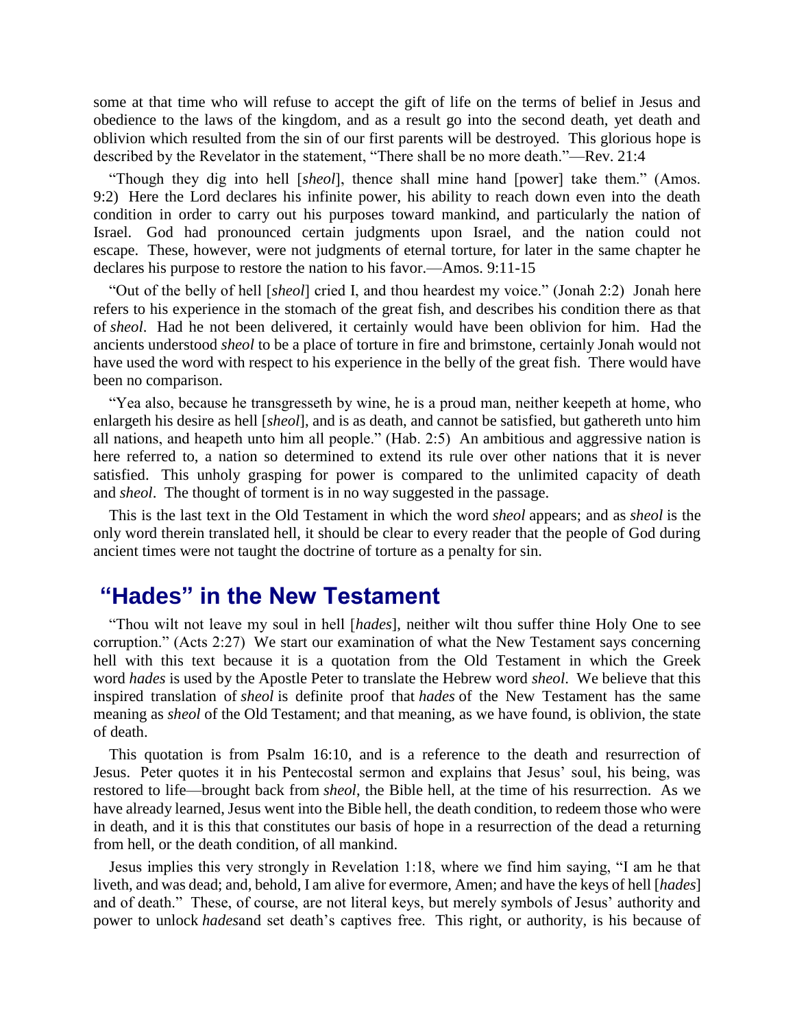some at that time who will refuse to accept the gift of life on the terms of belief in Jesus and obedience to the laws of the kingdom, and as a result go into the second death, yet death and oblivion which resulted from the sin of our first parents will be destroyed. This glorious hope is described by the Revelator in the statement, "There shall be no more death."—Rev. 21:4

"Though they dig into hell [*sheol*], thence shall mine hand [power] take them." (Amos. 9:2) Here the Lord declares his infinite power, his ability to reach down even into the death condition in order to carry out his purposes toward mankind, and particularly the nation of Israel. God had pronounced certain judgments upon Israel, and the nation could not escape. These, however, were not judgments of eternal torture, for later in the same chapter he declares his purpose to restore the nation to his favor.—Amos. 9:11-15

"Out of the belly of hell [*sheol*] cried I, and thou heardest my voice." (Jonah 2:2) Jonah here refers to his experience in the stomach of the great fish, and describes his condition there as that of *sheol*. Had he not been delivered, it certainly would have been oblivion for him. Had the ancients understood *sheol* to be a place of torture in fire and brimstone, certainly Jonah would not have used the word with respect to his experience in the belly of the great fish. There would have been no comparison.

"Yea also, because he transgresseth by wine, he is a proud man, neither keepeth at home, who enlargeth his desire as hell [*sheol*], and is as death, and cannot be satisfied, but gathereth unto him all nations, and heapeth unto him all people." (Hab. 2:5) An ambitious and aggressive nation is here referred to, a nation so determined to extend its rule over other nations that it is never satisfied. This unholy grasping for power is compared to the unlimited capacity of death and *sheol*. The thought of torment is in no way suggested in the passage.

This is the last text in the Old Testament in which the word *sheol* appears; and as *sheol* is the only word therein translated hell, it should be clear to every reader that the people of God during ancient times were not taught the doctrine of torture as a penalty for sin.

## "Hades" in the New Testament

"Thou wilt not leave my soul in hell [*hades*], neither wilt thou suffer thine Holy One to see corruption." (Acts 2:27) We start our examination of what the New Testament says concerning hell with this text because it is a quotation from the Old Testament in which the Greek word *hades* is used by the Apostle Peter to translate the Hebrew word *sheol*. We believe that this inspired translation of *sheol* is definite proof that *hades* of the New Testament has the same meaning as *sheol* of the Old Testament; and that meaning, as we have found, is oblivion, the state of death.

This quotation is from Psalm 16:10, and is a reference to the death and resurrection of Jesus. Peter quotes it in his Pentecostal sermon and explains that Jesus' soul, his being, was restored to life—brought back from *sheol*, the Bible hell, at the time of his resurrection. As we have already learned, Jesus went into the Bible hell, the death condition, to redeem those who were in death, and it is this that constitutes our basis of hope in a resurrection of the dead a returning from hell, or the death condition, of all mankind.

Jesus implies this very strongly in Revelation 1:18, where we find him saying, "I am he that liveth, and was dead; and, behold, I am alive for evermore, Amen; and have the keys of hell [*hades*] and of death." These, of course, are not literal keys, but merely symbols of Jesus' authority and power to unlock *hades*and set death's captives free. This right, or authority, is his because of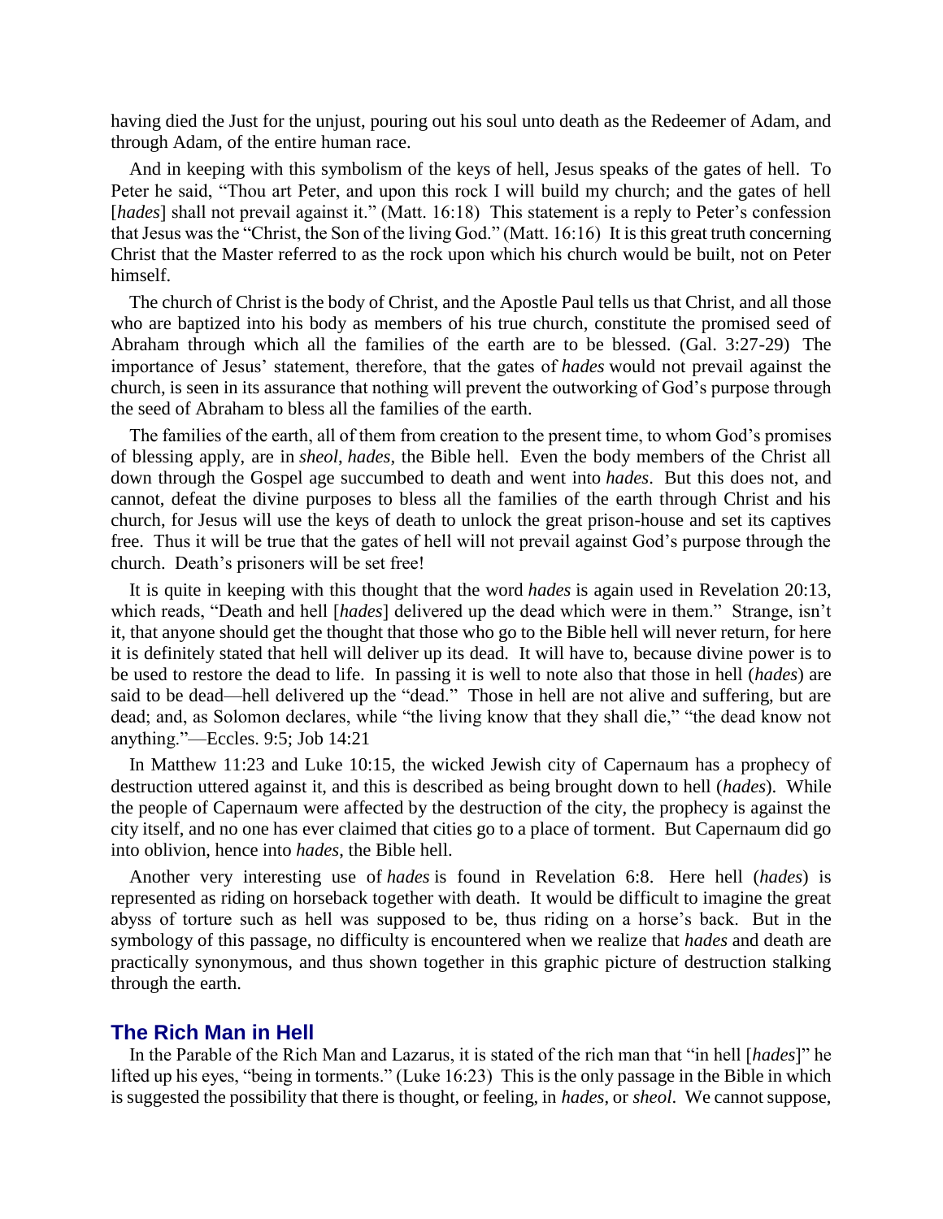having died the Just for the unjust, pouring out his soul unto death as the Redeemer of Adam, and through Adam, of the entire human race.

And in keeping with this symbolism of the keys of hell, Jesus speaks of the gates of hell. To Peter he said, "Thou art Peter, and upon this rock I will build my church; and the gates of hell [*hades*] shall not prevail against it." (Matt. 16:18) This statement is a reply to Peter's confession that Jesus was the "Christ, the Son of the living God." (Matt. 16:16) It is this great truth concerning Christ that the Master referred to as the rock upon which his church would be built, not on Peter himself.

The church of Christ is the body of Christ, and the Apostle Paul tells us that Christ, and all those who are baptized into his body as members of his true church, constitute the promised seed of Abraham through which all the families of the earth are to be blessed. (Gal. 3:27-29) The importance of Jesus' statement, therefore, that the gates of *hades* would not prevail against the church, is seen in its assurance that nothing will prevent the outworking of God's purpose through the seed of Abraham to bless all the families of the earth.

The families of the earth, all of them from creation to the present time, to whom God's promises of blessing apply, are in *sheol*, *hades*, the Bible hell. Even the body members of the Christ all down through the Gospel age succumbed to death and went into *hades*. But this does not, and cannot, defeat the divine purposes to bless all the families of the earth through Christ and his church, for Jesus will use the keys of death to unlock the great prison-house and set its captives free. Thus it will be true that the gates of hell will not prevail against God's purpose through the church. Death's prisoners will be set free!

It is quite in keeping with this thought that the word *hades* is again used in Revelation 20:13, which reads, "Death and hell [*hades*] delivered up the dead which were in them." Strange, isn't it, that anyone should get the thought that those who go to the Bible hell will never return, for here it is definitely stated that hell will deliver up its dead. It will have to, because divine power is to be used to restore the dead to life. In passing it is well to note also that those in hell (*hades*) are said to be dead—hell delivered up the "dead." Those in hell are not alive and suffering, but are dead; and, as Solomon declares, while "the living know that they shall die," "the dead know not anything."—Eccles. 9:5; Job 14:21

In Matthew 11:23 and Luke 10:15, the wicked Jewish city of Capernaum has a prophecy of destruction uttered against it, and this is described as being brought down to hell (*hades*). While the people of Capernaum were affected by the destruction of the city, the prophecy is against the city itself, and no one has ever claimed that cities go to a place of torment. But Capernaum did go into oblivion, hence into *hades*, the Bible hell.

Another very interesting use of *hades* is found in Revelation 6:8. Here hell (*hades*) is represented as riding on horseback together with death. It would be difficult to imagine the great abyss of torture such as hell was supposed to be, thus riding on a horse's back. But in the symbology of this passage, no difficulty is encountered when we realize that *hades* and death are practically synonymous, and thus shown together in this graphic picture of destruction stalking through the earth.

## The Rich Man in Hell

In the Parable of the Rich Man and Lazarus, it is stated of the rich man that "in hell [*hades*]" he lifted up his eyes, "being in torments." (Luke 16:23) This is the only passage in the Bible in which is suggested the possibility that there is thought, or feeling, in *hades*, or *sheol*. We cannot suppose,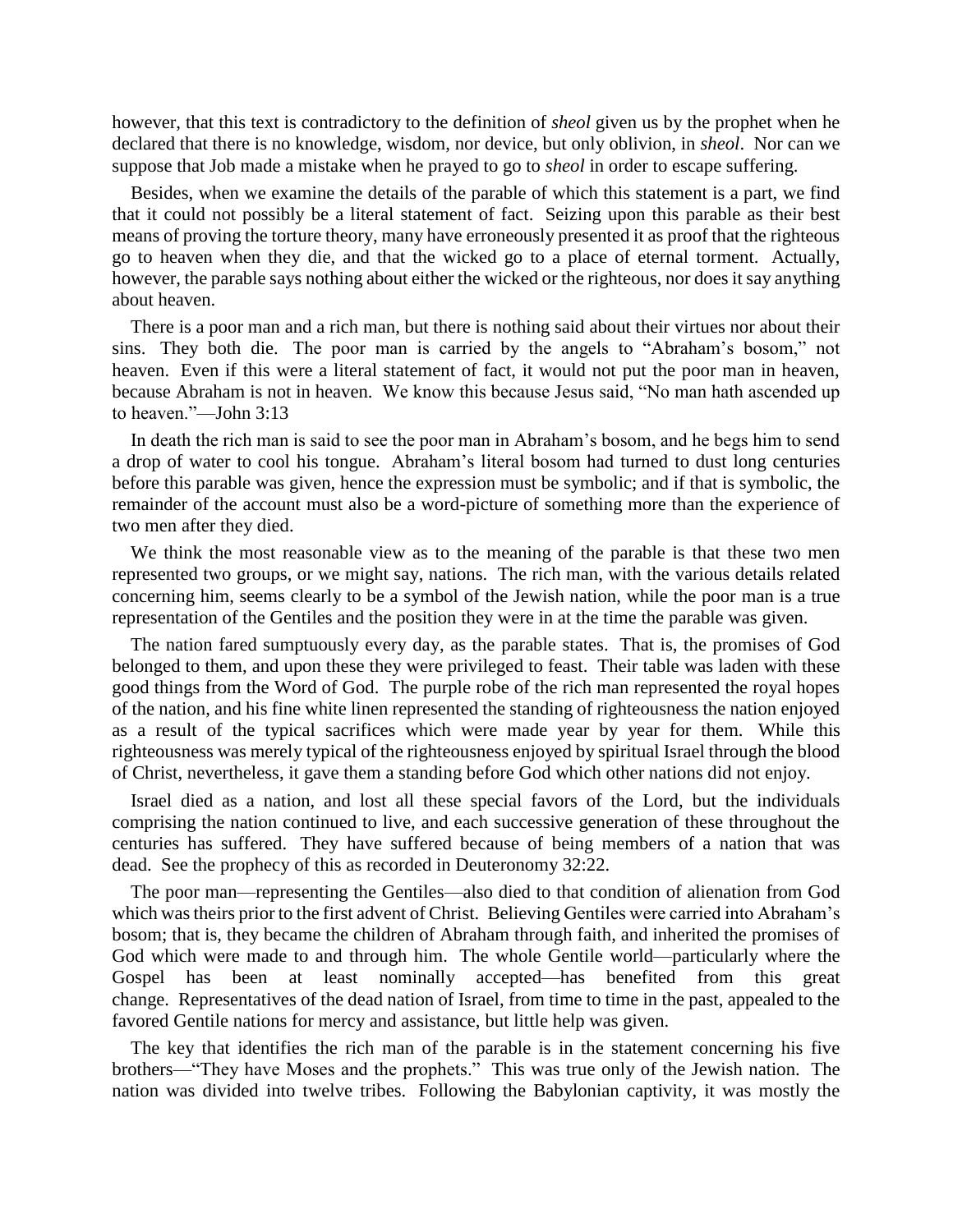however, that this text is contradictory to the definition of *sheol* given us by the prophet when he declared that there is no knowledge, wisdom, nor device, but only oblivion, in *sheol*. Nor can we suppose that Job made a mistake when he prayed to go to *sheol* in order to escape suffering.

Besides, when we examine the details of the parable of which this statement is a part, we find that it could not possibly be a literal statement of fact. Seizing upon this parable as their best means of proving the torture theory, many have erroneously presented it as proof that the righteous go to heaven when they die, and that the wicked go to a place of eternal torment. Actually, however, the parable says nothing about either the wicked or the righteous, nor does it say anything about heaven.

There is a poor man and a rich man, but there is nothing said about their virtues nor about their sins. They both die. The poor man is carried by the angels to "Abraham's bosom," not heaven. Even if this were a literal statement of fact, it would not put the poor man in heaven, because Abraham is not in heaven. We know this because Jesus said, "No man hath ascended up to heaven."—John 3:13

In death the rich man is said to see the poor man in Abraham's bosom, and he begs him to send a drop of water to cool his tongue. Abraham's literal bosom had turned to dust long centuries before this parable was given, hence the expression must be symbolic; and if that is symbolic, the remainder of the account must also be a word-picture of something more than the experience of two men after they died.

We think the most reasonable view as to the meaning of the parable is that these two men represented two groups, or we might say, nations. The rich man, with the various details related concerning him, seems clearly to be a symbol of the Jewish nation, while the poor man is a true representation of the Gentiles and the position they were in at the time the parable was given.

The nation fared sumptuously every day, as the parable states. That is, the promises of God belonged to them, and upon these they were privileged to feast. Their table was laden with these good things from the Word of God. The purple robe of the rich man represented the royal hopes of the nation, and his fine white linen represented the standing of righteousness the nation enjoyed as a result of the typical sacrifices which were made year by year for them. While this righteousness was merely typical of the righteousness enjoyed by spiritual Israel through the blood of Christ, nevertheless, it gave them a standing before God which other nations did not enjoy.

Israel died as a nation, and lost all these special favors of the Lord, but the individuals comprising the nation continued to live, and each successive generation of these throughout the centuries has suffered. They have suffered because of being members of a nation that was dead. See the prophecy of this as recorded in Deuteronomy 32:22.

The poor man—representing the Gentiles—also died to that condition of alienation from God which was theirs prior to the first advent of Christ. Believing Gentiles were carried into Abraham's bosom; that is, they became the children of Abraham through faith, and inherited the promises of God which were made to and through him. The whole Gentile world—particularly where the Gospel has been at least nominally accepted—has benefited from this great change. Representatives of the dead nation of Israel, from time to time in the past, appealed to the favored Gentile nations for mercy and assistance, but little help was given.

The key that identifies the rich man of the parable is in the statement concerning his five brothers—"They have Moses and the prophets." This was true only of the Jewish nation. The nation was divided into twelve tribes. Following the Babylonian captivity, it was mostly the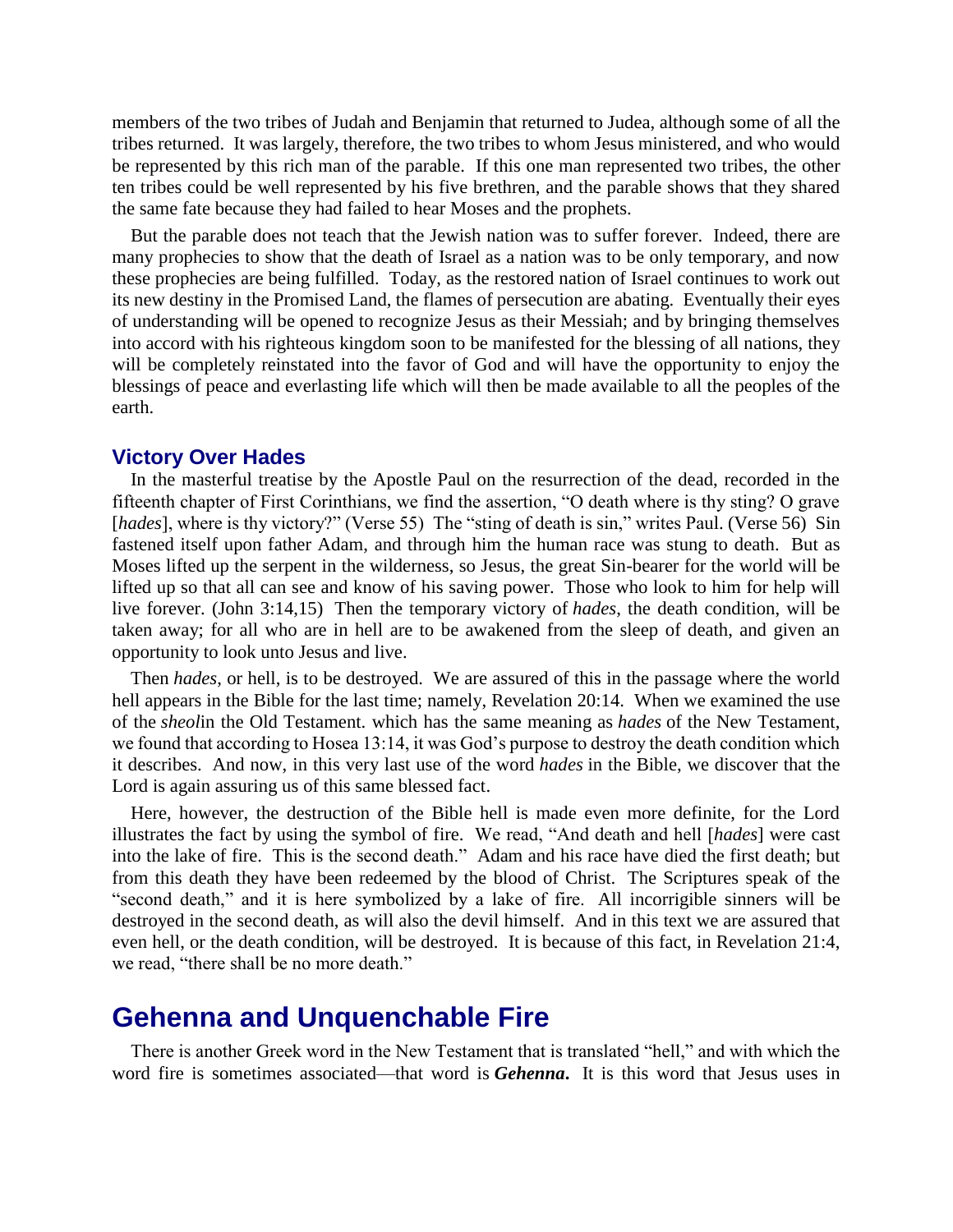members of the two tribes of Judah and Benjamin that returned to Judea, although some of all the tribes returned. It was largely, therefore, the two tribes to whom Jesus ministered, and who would be represented by this rich man of the parable. If this one man represented two tribes, the other ten tribes could be well represented by his five brethren, and the parable shows that they shared the same fate because they had failed to hear Moses and the prophets.

But the parable does not teach that the Jewish nation was to suffer forever. Indeed, there are many prophecies to show that the death of Israel as a nation was to be only temporary, and now these prophecies are being fulfilled. Today, as the restored nation of Israel continues to work out its new destiny in the Promised Land, the flames of persecution are abating. Eventually their eyes of understanding will be opened to recognize Jesus as their Messiah; and by bringing themselves into accord with his righteous kingdom soon to be manifested for the blessing of all nations, they will be completely reinstated into the favor of God and will have the opportunity to enjoy the blessings of peace and everlasting life which will then be made available to all the peoples of the earth.

### Victory Over Hades

In the masterful treatise by the Apostle Paul on the resurrection of the dead, recorded in the fifteenth chapter of First Corinthians, we find the assertion, "O death where is thy sting? O grave [*hades*], where is thy victory?" (Verse 55) The "sting of death is sin," writes Paul. (Verse 56) Sin fastened itself upon father Adam, and through him the human race was stung to death. But as Moses lifted up the serpent in the wilderness, so Jesus, the great Sin-bearer for the world will be lifted up so that all can see and know of his saving power. Those who look to him for help will live forever. (John 3:14,15) Then the temporary victory of *hades*, the death condition, will be taken away; for all who are in hell are to be awakened from the sleep of death, and given an opportunity to look unto Jesus and live.

Then *hades*, or hell, is to be destroyed. We are assured of this in the passage where the world hell appears in the Bible for the last time; namely, Revelation 20:14. When we examined the use of the *sheol*in the Old Testament. which has the same meaning as *hades* of the New Testament, we found that according to Hosea 13:14, it was God's purpose to destroy the death condition which it describes. And now, in this very last use of the word *hades* in the Bible, we discover that the Lord is again assuring us of this same blessed fact.

Here, however, the destruction of the Bible hell is made even more definite, for the Lord illustrates the fact by using the symbol of fire. We read, "And death and hell [*hades*] were cast into the lake of fire. This is the second death." Adam and his race have died the first death; but from this death they have been redeemed by the blood of Christ. The Scriptures speak of the "second death," and it is here symbolized by a lake of fire. All incorrigible sinners will be destroyed in the second death, as will also the devil himself. And in this text we are assured that even hell, or the death condition, will be destroyed. It is because of this fact, in Revelation 21:4, we read, "there shall be no more death."

## Gehenna and Unquenchable Fire

There is another Greek word in the New Testament that is translated "hell," and with which the word fire is sometimes associated—that word is ***Gehenna*.** It is this word that Jesus uses in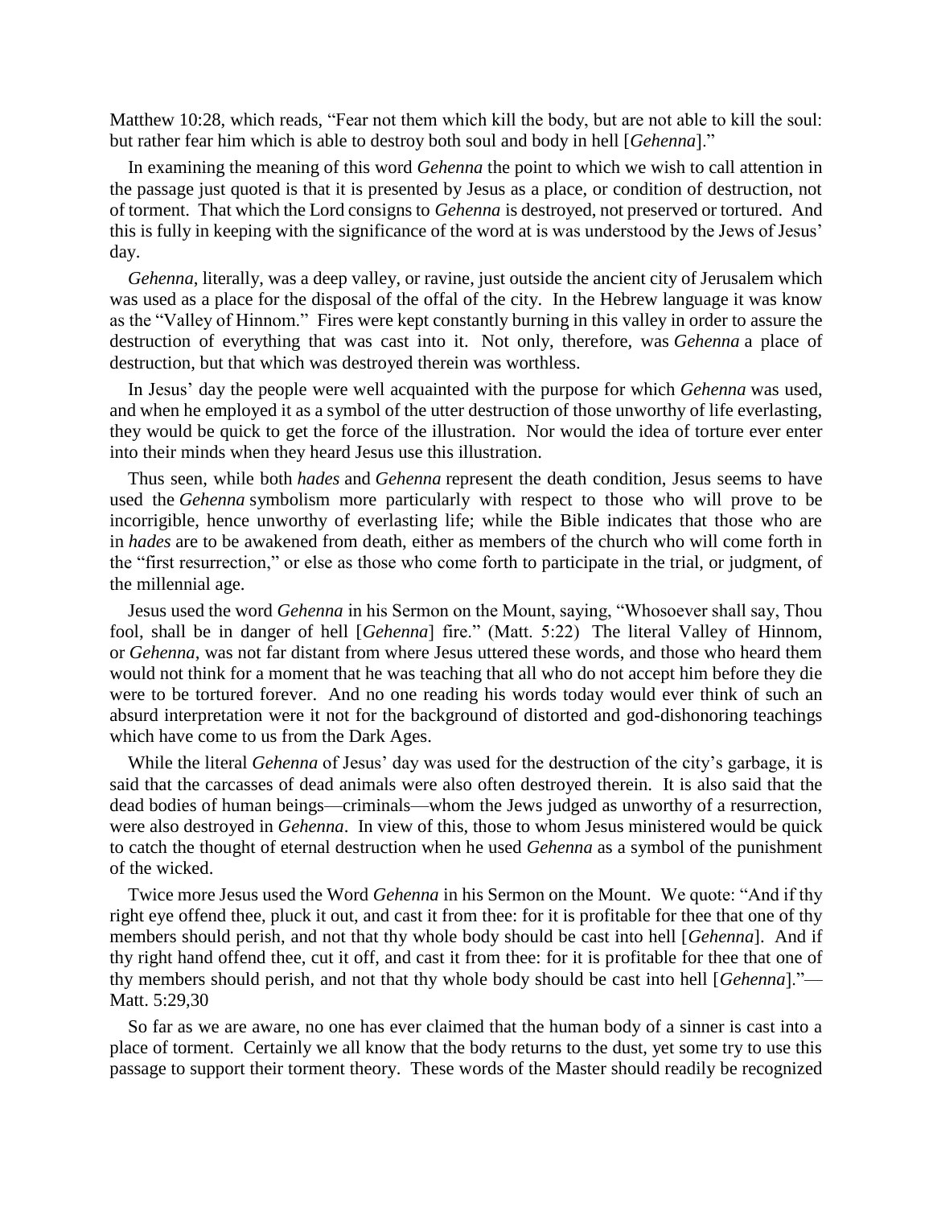Matthew 10:28, which reads, "Fear not them which kill the body, but are not able to kill the soul: but rather fear him which is able to destroy both soul and body in hell [*Gehenna*]."

In examining the meaning of this word *Gehenna* the point to which we wish to call attention in the passage just quoted is that it is presented by Jesus as a place, or condition of destruction, not of torment. That which the Lord consigns to *Gehenna* is destroyed, not preserved or tortured. And this is fully in keeping with the significance of the word at is was understood by the Jews of Jesus' day.

*Gehenna*, literally, was a deep valley, or ravine, just outside the ancient city of Jerusalem which was used as a place for the disposal of the offal of the city. In the Hebrew language it was know as the "Valley of Hinnom." Fires were kept constantly burning in this valley in order to assure the destruction of everything that was cast into it. Not only, therefore, was *Gehenna* a place of destruction, but that which was destroyed therein was worthless.

In Jesus' day the people were well acquainted with the purpose for which *Gehenna* was used, and when he employed it as a symbol of the utter destruction of those unworthy of life everlasting, they would be quick to get the force of the illustration. Nor would the idea of torture ever enter into their minds when they heard Jesus use this illustration.

Thus seen, while both *hades* and *Gehenna* represent the death condition, Jesus seems to have used the *Gehenna* symbolism more particularly with respect to those who will prove to be incorrigible, hence unworthy of everlasting life; while the Bible indicates that those who are in *hades* are to be awakened from death, either as members of the church who will come forth in the "first resurrection," or else as those who come forth to participate in the trial, or judgment, of the millennial age.

Jesus used the word *Gehenna* in his Sermon on the Mount, saying, "Whosoever shall say, Thou fool, shall be in danger of hell [*Gehenna*] fire." (Matt. 5:22) The literal Valley of Hinnom, or *Gehenna*, was not far distant from where Jesus uttered these words, and those who heard them would not think for a moment that he was teaching that all who do not accept him before they die were to be tortured forever. And no one reading his words today would ever think of such an absurd interpretation were it not for the background of distorted and god-dishonoring teachings which have come to us from the Dark Ages.

While the literal *Gehenna* of Jesus' day was used for the destruction of the city's garbage, it is said that the carcasses of dead animals were also often destroyed therein. It is also said that the dead bodies of human beings—criminals—whom the Jews judged as unworthy of a resurrection, were also destroyed in *Gehenna*. In view of this, those to whom Jesus ministered would be quick to catch the thought of eternal destruction when he used *Gehenna* as a symbol of the punishment of the wicked.

Twice more Jesus used the Word *Gehenna* in his Sermon on the Mount. We quote: "And if thy right eye offend thee, pluck it out, and cast it from thee: for it is profitable for thee that one of thy members should perish, and not that thy whole body should be cast into hell [*Gehenna*]. And if thy right hand offend thee, cut it off, and cast it from thee: for it is profitable for thee that one of thy members should perish, and not that thy whole body should be cast into hell [*Gehenna*]."—Matt. 5:29,30

So far as we are aware, no one has ever claimed that the human body of a sinner is cast into a place of torment. Certainly we all know that the body returns to the dust, yet some try to use this passage to support their torment theory. These words of the Master should readily be recognized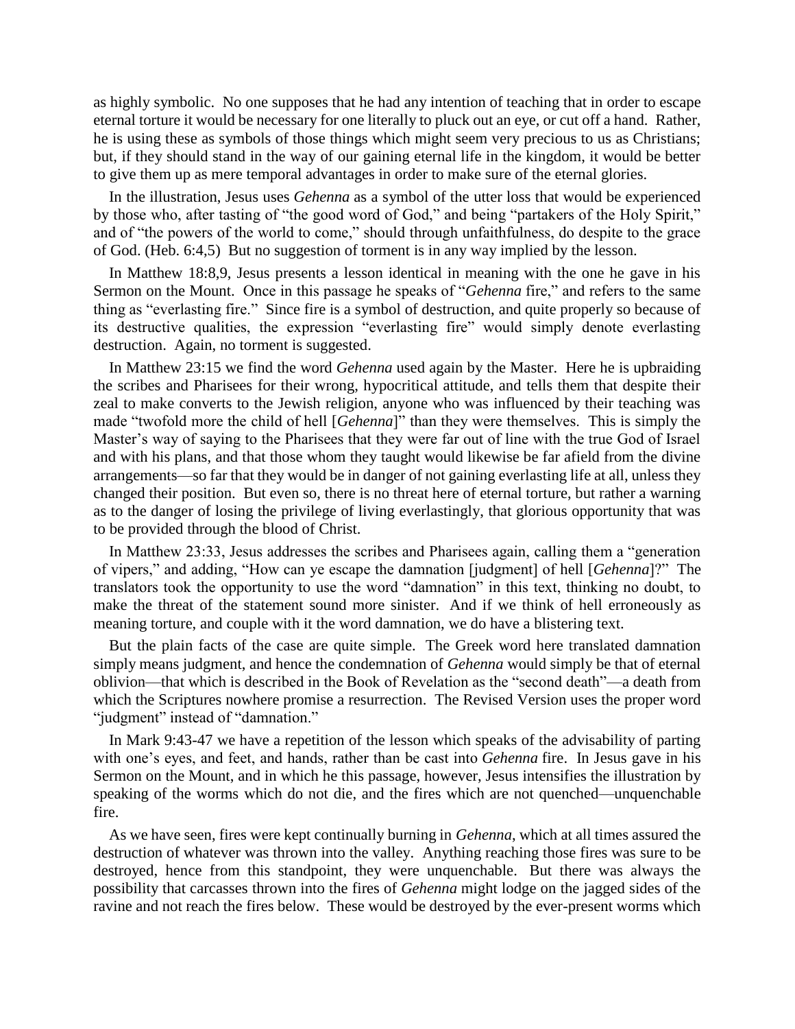as highly symbolic. No one supposes that he had any intention of teaching that in order to escape eternal torture it would be necessary for one literally to pluck out an eye, or cut off a hand. Rather, he is using these as symbols of those things which might seem very precious to us as Christians; but, if they should stand in the way of our gaining eternal life in the kingdom, it would be better to give them up as mere temporal advantages in order to make sure of the eternal glories.

In the illustration, Jesus uses *Gehenna* as a symbol of the utter loss that would be experienced by those who, after tasting of "the good word of God," and being "partakers of the Holy Spirit," and of "the powers of the world to come," should through unfaithfulness, do despite to the grace of God. (Heb. 6:4,5) But no suggestion of torment is in any way implied by the lesson.

In Matthew 18:8,9, Jesus presents a lesson identical in meaning with the one he gave in his Sermon on the Mount. Once in this passage he speaks of "*Gehenna* fire," and refers to the same thing as "everlasting fire." Since fire is a symbol of destruction, and quite properly so because of its destructive qualities, the expression "everlasting fire" would simply denote everlasting destruction. Again, no torment is suggested.

In Matthew 23:15 we find the word *Gehenna* used again by the Master. Here he is upbraiding the scribes and Pharisees for their wrong, hypocritical attitude, and tells them that despite their zeal to make converts to the Jewish religion, anyone who was influenced by their teaching was made "twofold more the child of hell [*Gehenna*]" than they were themselves. This is simply the Master's way of saying to the Pharisees that they were far out of line with the true God of Israel and with his plans, and that those whom they taught would likewise be far afield from the divine arrangements—so far that they would be in danger of not gaining everlasting life at all, unless they changed their position. But even so, there is no threat here of eternal torture, but rather a warning as to the danger of losing the privilege of living everlastingly, that glorious opportunity that was to be provided through the blood of Christ.

In Matthew 23:33, Jesus addresses the scribes and Pharisees again, calling them a "generation of vipers," and adding, "How can ye escape the damnation [judgment] of hell [*Gehenna*]?" The translators took the opportunity to use the word "damnation" in this text, thinking no doubt, to make the threat of the statement sound more sinister. And if we think of hell erroneously as meaning torture, and couple with it the word damnation, we do have a blistering text.

But the plain facts of the case are quite simple. The Greek word here translated damnation simply means judgment, and hence the condemnation of *Gehenna* would simply be that of eternal oblivion—that which is described in the Book of Revelation as the "second death"—a death from which the Scriptures nowhere promise a resurrection. The Revised Version uses the proper word "judgment" instead of "damnation."

In Mark 9:43-47 we have a repetition of the lesson which speaks of the advisability of parting with one's eyes, and feet, and hands, rather than be cast into *Gehenna* fire. In Jesus gave in his Sermon on the Mount, and in which he this passage, however, Jesus intensifies the illustration by speaking of the worms which do not die, and the fires which are not quenched—unquenchable fire.

As we have seen, fires were kept continually burning in *Gehenna*, which at all times assured the destruction of whatever was thrown into the valley. Anything reaching those fires was sure to be destroyed, hence from this standpoint, they were unquenchable. But there was always the possibility that carcasses thrown into the fires of *Gehenna* might lodge on the jagged sides of the ravine and not reach the fires below. These would be destroyed by the ever-present worms which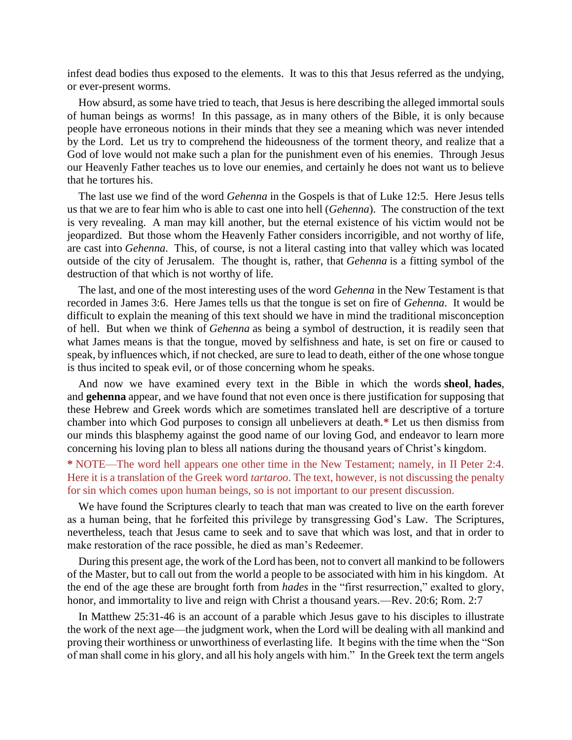infest dead bodies thus exposed to the elements. It was to this that Jesus referred as the undying, or ever-present worms.

How absurd, as some have tried to teach, that Jesus is here describing the alleged immortal souls of human beings as worms! In this passage, as in many others of the Bible, it is only because people have erroneous notions in their minds that they see a meaning which was never intended by the Lord. Let us try to comprehend the hideousness of the torment theory, and realize that a God of love would not make such a plan for the punishment even of his enemies. Through Jesus our Heavenly Father teaches us to love our enemies, and certainly he does not want us to believe that he tortures his.

The last use we find of the word *Gehenna* in the Gospels is that of Luke 12:5. Here Jesus tells us that we are to fear him who is able to cast one into hell (*Gehenna*). The construction of the text is very revealing. A man may kill another, but the eternal existence of his victim would not be jeopardized. But those whom the Heavenly Father considers incorrigible, and not worthy of life, are cast into *Gehenna*. This, of course, is not a literal casting into that valley which was located outside of the city of Jerusalem. The thought is, rather, that *Gehenna* is a fitting symbol of the destruction of that which is not worthy of life.

The last, and one of the most interesting uses of the word *Gehenna* in the New Testament is that recorded in James 3:6. Here James tells us that the tongue is set on fire of *Gehenna*. It would be difficult to explain the meaning of this text should we have in mind the traditional misconception of hell. But when we think of *Gehenna* as being a symbol of destruction, it is readily seen that what James means is that the tongue, moved by selfishness and hate, is set on fire or caused to speak, by influences which, if not checked, are sure to lead to death, either of the one whose tongue is thus incited to speak evil, or of those concerning whom he speaks.

And now we have examined every text in the Bible in which the words **sheol**, **hades**, and **gehenna** appear, and we have found that not even once is there justification for supposing that these Hebrew and Greek words which are sometimes translated hell are descriptive of a torture chamber into which God purposes to consign all unbelievers at death.**\*** Let us then dismiss from our minds this blasphemy against the good name of our loving God, and endeavor to learn more concerning his loving plan to bless all nations during the thousand years of Christ's kingdom.

**\*** NOTE—The word hell appears one other time in the New Testament; namely, in II Peter 2:4. Here it is a translation of the Greek word *tartaroo*. The text, however, is not discussing the penalty for sin which comes upon human beings, so is not important to our present discussion.

We have found the Scriptures clearly to teach that man was created to live on the earth forever as a human being, that he forfeited this privilege by transgressing God's Law. The Scriptures, nevertheless, teach that Jesus came to seek and to save that which was lost, and that in order to make restoration of the race possible, he died as man's Redeemer.

During this present age, the work of the Lord has been, not to convert all mankind to be followers of the Master, but to call out from the world a people to be associated with him in his kingdom. At the end of the age these are brought forth from *hades* in the "first resurrection," exalted to glory, honor, and immortality to live and reign with Christ a thousand years.—Rev. 20:6; Rom. 2:7

In Matthew 25:31-46 is an account of a parable which Jesus gave to his disciples to illustrate the work of the next age—the judgment work, when the Lord will be dealing with all mankind and proving their worthiness or unworthiness of everlasting life. It begins with the time when the "Son of man shall come in his glory, and all his holy angels with him." In the Greek text the term angels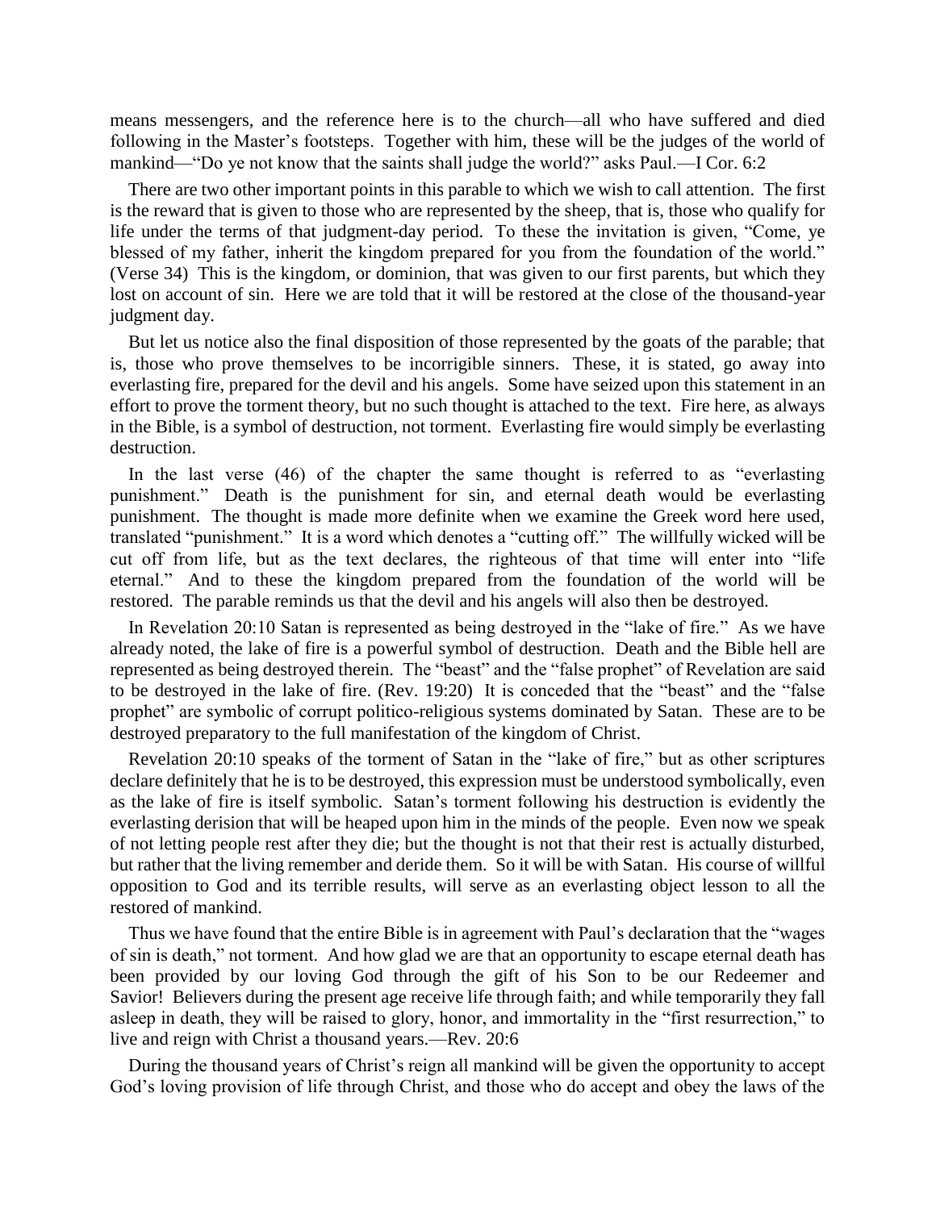means messengers, and the reference here is to the church—all who have suffered and died following in the Master's footsteps. Together with him, these will be the judges of the world of mankind—"Do ye not know that the saints shall judge the world?" asks Paul.—I Cor. 6:2

There are two other important points in this parable to which we wish to call attention. The first is the reward that is given to those who are represented by the sheep, that is, those who qualify for life under the terms of that judgment-day period. To these the invitation is given, "Come, ye blessed of my father, inherit the kingdom prepared for you from the foundation of the world." (Verse 34) This is the kingdom, or dominion, that was given to our first parents, but which they lost on account of sin. Here we are told that it will be restored at the close of the thousand-year judgment day.

But let us notice also the final disposition of those represented by the goats of the parable; that is, those who prove themselves to be incorrigible sinners. These, it is stated, go away into everlasting fire, prepared for the devil and his angels. Some have seized upon this statement in an effort to prove the torment theory, but no such thought is attached to the text. Fire here, as always in the Bible, is a symbol of destruction, not torment. Everlasting fire would simply be everlasting destruction.

In the last verse (46) of the chapter the same thought is referred to as "everlasting punishment." Death is the punishment for sin, and eternal death would be everlasting punishment. The thought is made more definite when we examine the Greek word here used, translated "punishment." It is a word which denotes a "cutting off." The willfully wicked will be cut off from life, but as the text declares, the righteous of that time will enter into "life eternal." And to these the kingdom prepared from the foundation of the world will be restored. The parable reminds us that the devil and his angels will also then be destroyed.

In Revelation 20:10 Satan is represented as being destroyed in the "lake of fire." As we have already noted, the lake of fire is a powerful symbol of destruction. Death and the Bible hell are represented as being destroyed therein. The "beast" and the "false prophet" of Revelation are said to be destroyed in the lake of fire. (Rev. 19:20) It is conceded that the "beast" and the "false prophet" are symbolic of corrupt politico-religious systems dominated by Satan. These are to be destroyed preparatory to the full manifestation of the kingdom of Christ.

Revelation 20:10 speaks of the torment of Satan in the "lake of fire," but as other scriptures declare definitely that he is to be destroyed, this expression must be understood symbolically, even as the lake of fire is itself symbolic. Satan's torment following his destruction is evidently the everlasting derision that will be heaped upon him in the minds of the people. Even now we speak of not letting people rest after they die; but the thought is not that their rest is actually disturbed, but rather that the living remember and deride them. So it will be with Satan. His course of willful opposition to God and its terrible results, will serve as an everlasting object lesson to all the restored of mankind.

Thus we have found that the entire Bible is in agreement with Paul's declaration that the "wages of sin is death," not torment. And how glad we are that an opportunity to escape eternal death has been provided by our loving God through the gift of his Son to be our Redeemer and Savior! Believers during the present age receive life through faith; and while temporarily they fall asleep in death, they will be raised to glory, honor, and immortality in the "first resurrection," to live and reign with Christ a thousand years.—Rev. 20:6

During the thousand years of Christ's reign all mankind will be given the opportunity to accept God's loving provision of life through Christ, and those who do accept and obey the laws of the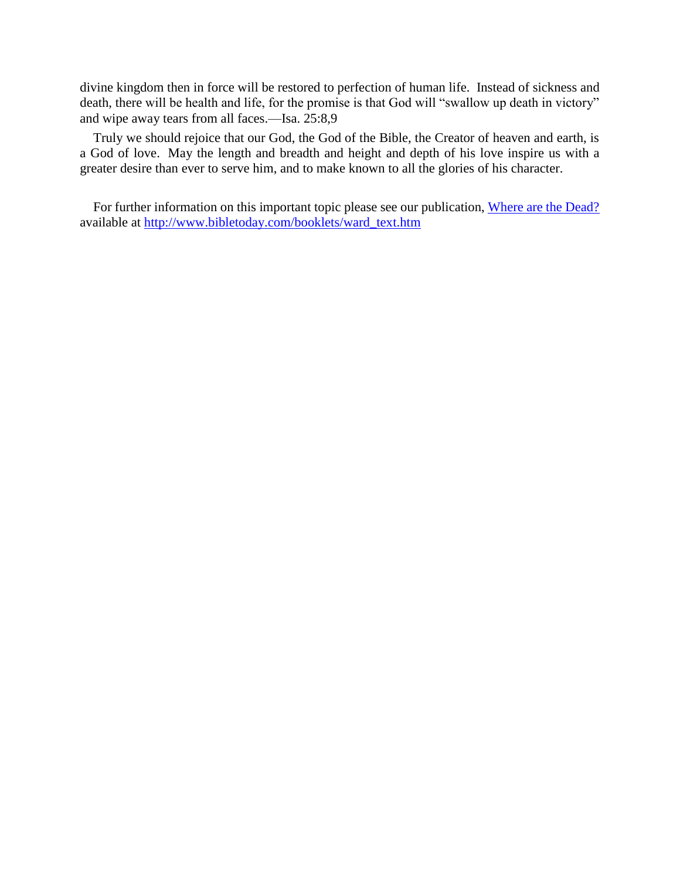divine kingdom then in force will be restored to perfection of human life. Instead of sickness and death, there will be health and life, for the promise is that God will "swallow up death in victory" and wipe away tears from all faces.—Isa. 25:8,9

Truly we should rejoice that our God, the God of the Bible, the Creator of heaven and earth, is a God of love. May the length and breadth and height and depth of his love inspire us with a greater desire than ever to serve him, and to make known to all the glories of his character.

For further information on this important topic please see our publication, [Where are the Dead?](http://www.bibletoday.com/booklets/ward_text.htm) available at [http://www.bibletoday.com/booklets/ward_text.htm](http://www.bibletoday.com/booklets/ward_text.htm)